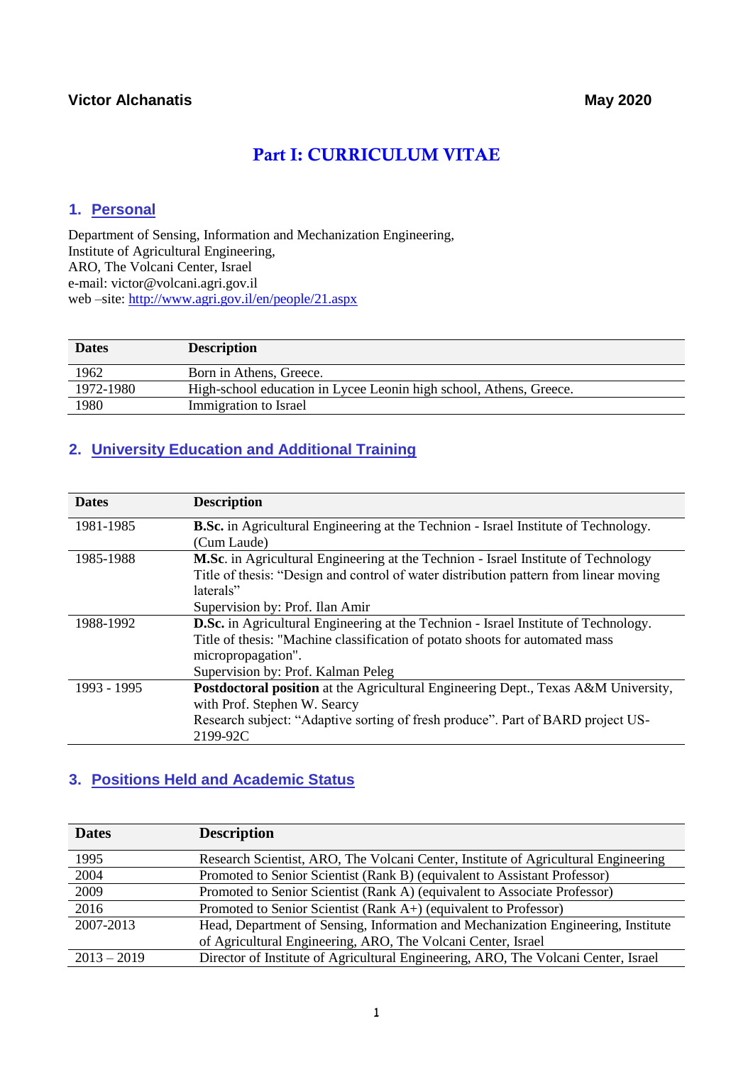**Victor Alchanatis** **May 2020**

# Part I: CURRICULUM VITAE

## 1. Personal

Department of Sensing, Information and Mechanization Engineering,
Institute of Agricultural Engineering,
ARO, The Volcani Center, Israel
e-mail: victor@volcani.agri.gov.il
web –site: http://www.agri.gov.il/en/people/21.aspx

| Dates | Description |
|---|---|
| 1962 | Born in Athens, Greece. |
| 1972-1980 | High-school education in Lycee Leonin high school, Athens, Greece. |
| 1980 | Immigration to Israel |

## 2. University Education and Additional Training

| Dates | Description |
|---|---|
| 1981-1985 | **B.Sc.** in Agricultural Engineering at the Technion - Israel Institute of Technology. (Cum Laude) |
| 1985-1988 | **M.Sc**. in Agricultural Engineering at the Technion - Israel Institute of Technology<br>Title of thesis: "Design and control of water distribution pattern from linear moving laterals"<br>Supervision by: Prof. Ilan Amir |
| 1988-1992 | **D.Sc.** in Agricultural Engineering at the Technion - Israel Institute of Technology.<br>Title of thesis: "Machine classification of potato shoots for automated mass micropropagation".<br>Supervision by: Prof. Kalman Peleg |
| 1993 - 1995 | **Postdoctoral position** at the Agricultural Engineering Dept., Texas A&M University, with Prof. Stephen W. Searcy<br>Research subject: "Adaptive sorting of fresh produce". Part of BARD project US-2199-92C |

## 3. Positions Held and Academic Status

| Dates | Description |
|---|---|
| 1995 | Research Scientist, ARO, The Volcani Center, Institute of Agricultural Engineering |
| 2004 | Promoted to Senior Scientist (Rank B) (equivalent to Assistant Professor) |
| 2009 | Promoted to Senior Scientist (Rank A) (equivalent to Associate Professor) |
| 2016 | Promoted to Senior Scientist (Rank A+) (equivalent to Professor) |
| 2007-2013 | Head, Department of Sensing, Information and Mechanization Engineering, Institute of Agricultural Engineering, ARO, The Volcani Center, Israel |
| 2013 – 2019 | Director of Institute of Agricultural Engineering, ARO, The Volcani Center, Israel |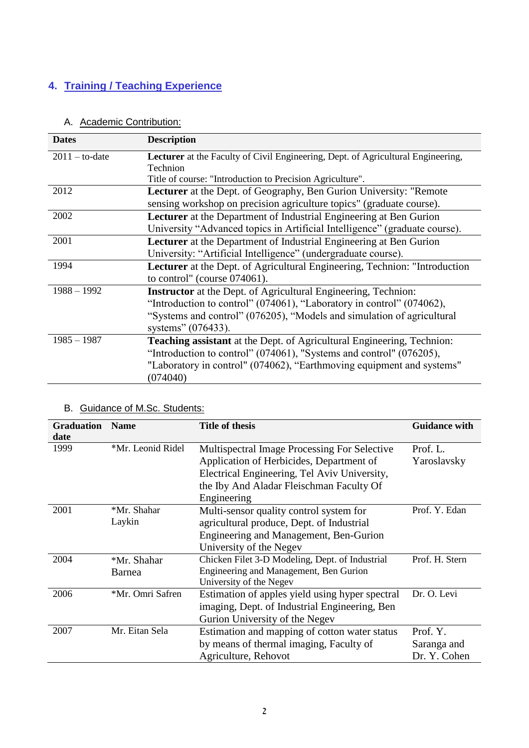## 4. Training / Teaching Experience

### A. Academic Contribution:

| Dates | Description |
|---|---|
| 2011 – to-date | **Lecturer** at the Faculty of Civil Engineering, Dept. of Agricultural Engineering, Technion<br>Title of course: "Introduction to Precision Agriculture". |
| 2012 | **Lecturer** at the Dept. of Geography, Ben Gurion University: "Remote sensing workshop on precision agriculture topics" (graduate course). |
| 2002 | **Lecturer** at the Department of Industrial Engineering at Ben Gurion University "Advanced topics in Artificial Intelligence" (graduate course). |
| 2001 | **Lecturer** at the Department of Industrial Engineering at Ben Gurion University: "Artificial Intelligence" (undergraduate course). |
| 1994 | **Lecturer** at the Dept. of Agricultural Engineering, Technion: "Introduction to control" (course 074061). |
| 1988 – 1992 | **Instructor** at the Dept. of Agricultural Engineering, Technion: "Introduction to control" (074061), "Laboratory in control" (074062), "Systems and control" (076205), "Models and simulation of agricultural systems" (076433). |
| 1985 – 1987 | **Teaching assistant** at the Dept. of Agricultural Engineering, Technion: "Introduction to control" (074061), "Systems and control" (076205), "Laboratory in control" (074062), "Earthmoving equipment and systems" (074040) |

### B. Guidance of M.Sc. Students:

| Graduation date | Name | Title of thesis | Guidance with |
|---|---|---|---|
| 1999 | *Mr. Leonid Ridel | Multispectral Image Processing For Selective Application of Herbicides, Department of Electrical Engineering, Tel Aviv University, the Iby And Aladar Fleischman Faculty Of Engineering | Prof. L. Yaroslavsky |
| 2001 | *Mr. Shahar Laykin | Multi-sensor quality control system for agricultural produce, Dept. of Industrial Engineering and Management, Ben-Gurion University of the Negev | Prof. Y. Edan |
| 2004 | *Mr. Shahar Barnea | Chicken Filet 3-D Modeling, Dept. of Industrial Engineering and Management, Ben Gurion University of the Negev | Prof. H. Stern |
| 2006 | *Mr. Omri Safren | Estimation of apples yield using hyper spectral imaging, Dept. of Industrial Engineering, Ben Gurion University of the Negev | Dr. O. Levi |
| 2007 | Mr. Eitan Sela | Estimation and mapping of cotton water status by means of thermal imaging, Faculty of Agriculture, Rehovot | Prof. Y. Saranga and Dr. Y. Cohen |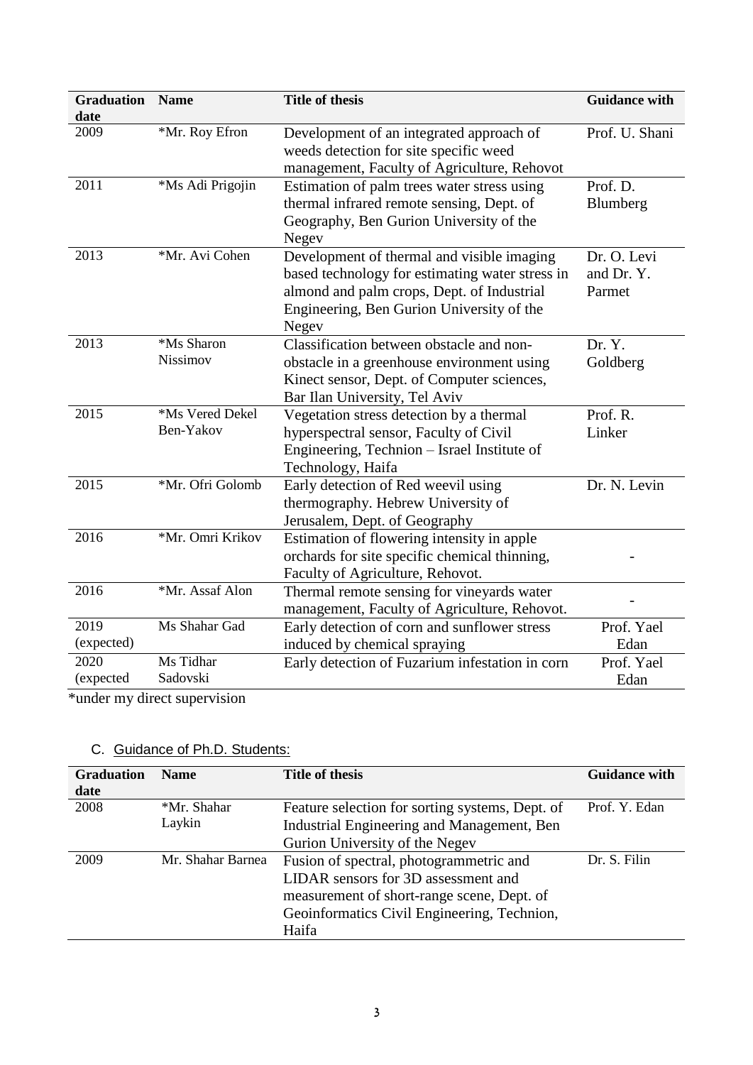| Graduation date | Name | Title of thesis | Guidance with |
|---|---|---|---|
| 2009 | *Mr. Roy Efron | Development of an integrated approach of weeds detection for site specific weed management, Faculty of Agriculture, Rehovot | Prof. U. Shani |
| 2011 | *Ms Adi Prigojin | Estimation of palm trees water stress using thermal infrared remote sensing, Dept. of Geography, Ben Gurion University of the Negev | Prof. D. Blumberg |
| 2013 | *Mr. Avi Cohen | Development of thermal and visible imaging based technology for estimating water stress in almond and palm crops, Dept. of Industrial Engineering, Ben Gurion University of the Negev | Dr. O. Levi and Dr. Y. Parmet |
| 2013 | *Ms Sharon Nissimov | Classification between obstacle and non-obstacle in a greenhouse environment using Kinect sensor, Dept. of Computer sciences, Bar Ilan University, Tel Aviv | Dr. Y. Goldberg |
| 2015 | *Ms Vered Dekel Ben-Yakov | Vegetation stress detection by a thermal hyperspectral sensor, Faculty of Civil Engineering, Technion – Israel Institute of Technology, Haifa | Prof. R. Linker |
| 2015 | *Mr. Ofri Golomb | Early detection of Red weevil using thermography. Hebrew University of Jerusalem, Dept. of Geography | Dr. N. Levin |
| 2016 | *Mr. Omri Krikov | Estimation of flowering intensity in apple orchards for site specific chemical thinning, Faculty of Agriculture, Rehovot. | - |
| 2016 | *Mr. Assaf Alon | Thermal remote sensing for vineyards water management, Faculty of Agriculture, Rehovot. | - |
| 2019 (expected) | Ms Shahar Gad | Early detection of corn and sunflower stress induced by chemical spraying | Prof. Yael Edan |
| 2020 (expected | Ms Tidhar Sadovski | Early detection of Fuzarium infestation in corn | Prof. Yael Edan |

*under my direct supervision

C. Guidance of Ph.D. Students:

| Graduation date | Name | Title of thesis | Guidance with |
|---|---|---|---|
| 2008 | *Mr. Shahar Laykin | Feature selection for sorting systems, Dept. of Industrial Engineering and Management, Ben Gurion University of the Negev | Prof. Y. Edan |
| 2009 | Mr. Shahar Barnea | Fusion of spectral, photogrammetric and LIDAR sensors for 3D assessment and measurement of short-range scene, Dept. of Geoinformatics Civil Engineering, Technion, Haifa | Dr. S. Filin |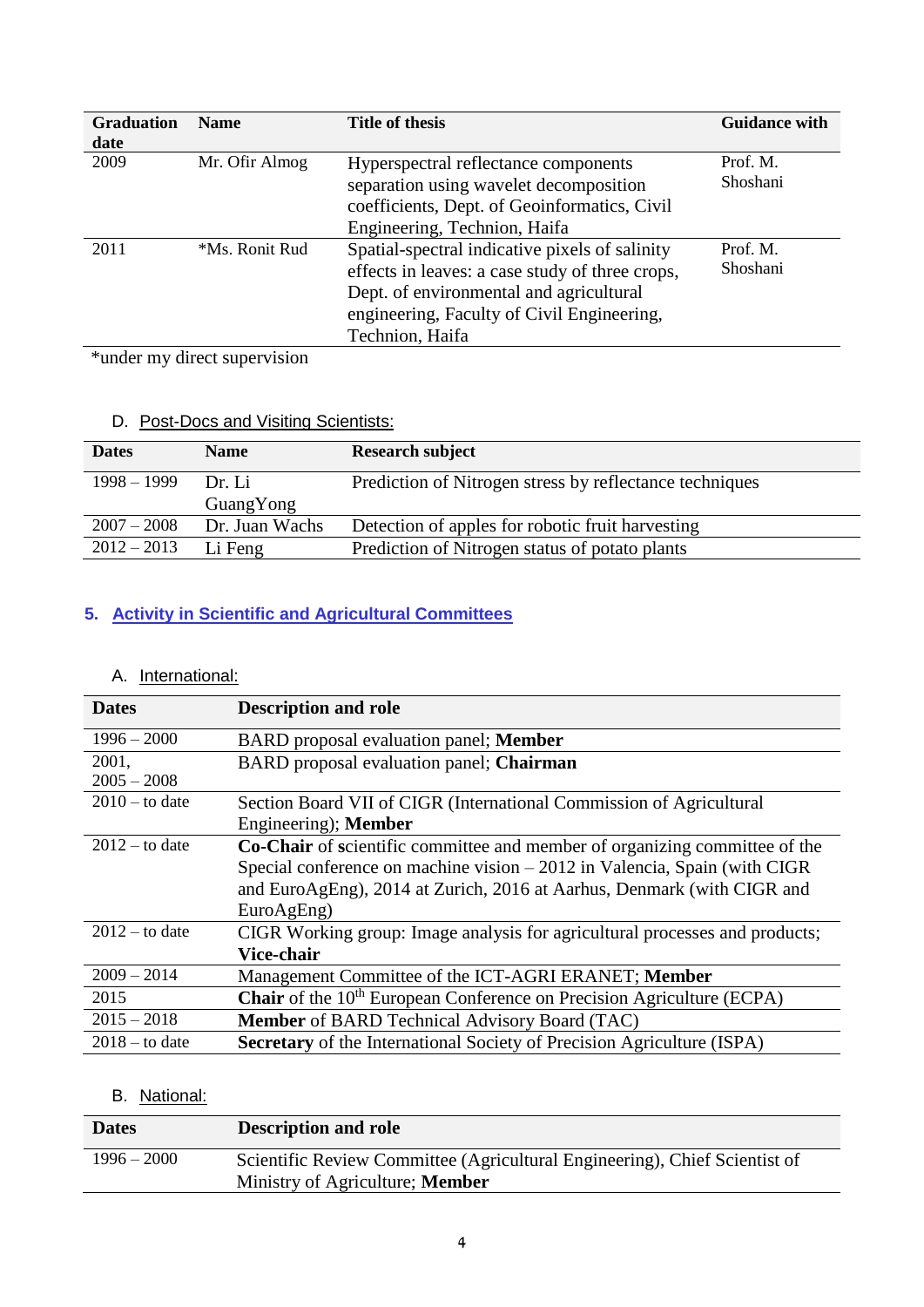| Graduation date | Name | Title of thesis | Guidance with |
|---|---|---|---|
| 2009 | Mr. Ofir Almog | Hyperspectral reflectance components separation using wavelet decomposition coefficients, Dept. of Geoinformatics, Civil Engineering, Technion, Haifa | Prof. M. Shoshani |
| 2011 | *Ms. Ronit Rud | Spatial-spectral indicative pixels of salinity effects in leaves: a case study of three crops, Dept. of environmental and agricultural engineering, Faculty of Civil Engineering, Technion, Haifa | Prof. M. Shoshani |

*under my direct supervision

D. Post-Docs and Visiting Scientists:

| Dates | Name | Research subject |
|---|---|---|
| 1998 – 1999 | Dr. Li GuangYong | Prediction of Nitrogen stress by reflectance techniques |
| 2007 – 2008 | Dr. Juan Wachs | Detection of apples for robotic fruit harvesting |
| 2012 – 2013 | Li Feng | Prediction of Nitrogen status of potato plants |

## 5. Activity in Scientific and Agricultural Committees

A. International:

| Dates | Description and role |
|---|---|
| 1996 – 2000 | BARD proposal evaluation panel; **Member** |
| 2001, 2005 – 2008 | BARD proposal evaluation panel; **Chairman** |
| 2010 – to date | Section Board VII of CIGR (International Commission of Agricultural Engineering); **Member** |
| 2012 – to date | **Co-Chair** of **s**cientific committee and member of organizing committee of the Special conference on machine vision – 2012 in Valencia, Spain (with CIGR and EuroAgEng), 2014 at Zurich, 2016 at Aarhus, Denmark (with CIGR and EuroAgEng) |
| 2012 – to date | CIGR Working group: Image analysis for agricultural processes and products; **Vice-chair** |
| 2009 – 2014 | Management Committee of the ICT-AGRI ERANET; **Member** |
| 2015 | **Chair** of the 10th European Conference on Precision Agriculture (ECPA) |
| 2015 – 2018 | **Member** of BARD Technical Advisory Board (TAC) |
| 2018 – to date | **Secretary** of the International Society of Precision Agriculture (ISPA) |

B. National:

| Dates | Description and role |
|---|---|
| 1996 – 2000 | Scientific Review Committee (Agricultural Engineering), Chief Scientist of Ministry of Agriculture; **Member** |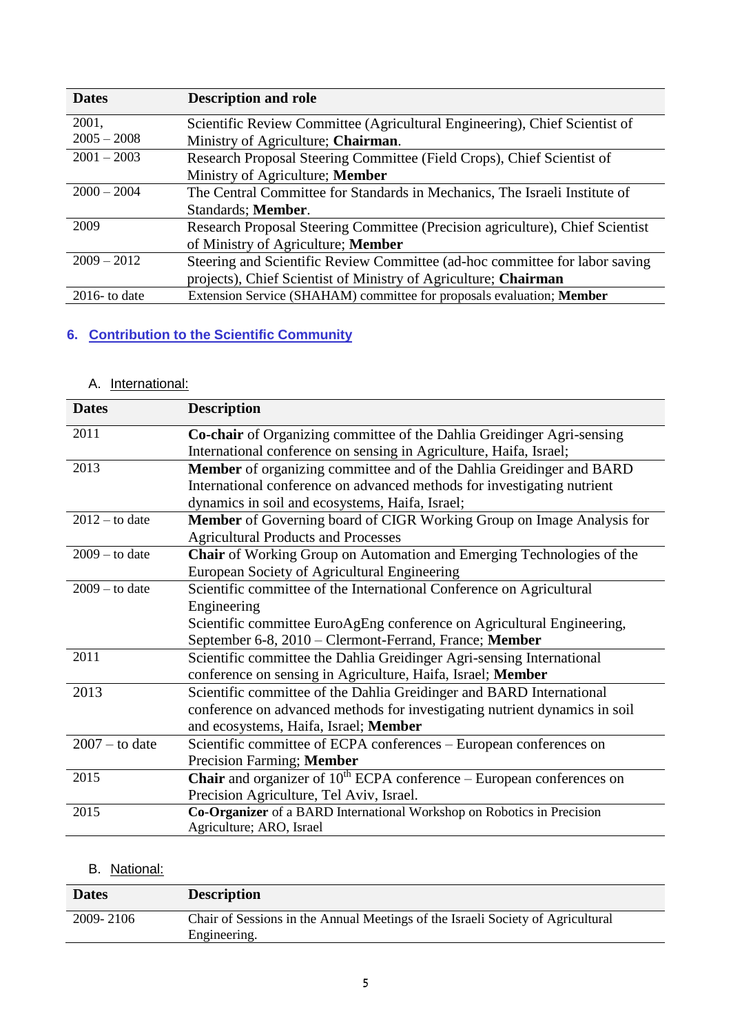| Dates | Description and role |
| --- | --- |
| 2001, 2005 – 2008 | Scientific Review Committee (Agricultural Engineering), Chief Scientist of Ministry of Agriculture; **Chairman**. |
| 2001 – 2003 | Research Proposal Steering Committee (Field Crops), Chief Scientist of Ministry of Agriculture; **Member** |
| 2000 – 2004 | The Central Committee for Standards in Mechanics, The Israeli Institute of Standards; **Member**. |
| 2009 | Research Proposal Steering Committee (Precision agriculture), Chief Scientist of Ministry of Agriculture; **Member** |
| 2009 – 2012 | Steering and Scientific Review Committee (ad-hoc committee for labor saving projects), Chief Scientist of Ministry of Agriculture; **Chairman** |
| 2016- to date | Extension Service (SHAHAM) committee for proposals evaluation; **Member** |

## 6. Contribution to the Scientific Community

### A. International:

| Dates | Description |
| --- | --- |
| 2011 | **Co-chair** of Organizing committee of the Dahlia Greidinger Agri-sensing International conference on sensing in Agriculture, Haifa, Israel; |
| 2013 | **Member** of organizing committee and of the Dahlia Greidinger and BARD International conference on advanced methods for investigating nutrient dynamics in soil and ecosystems, Haifa, Israel; |
| 2012 – to date | **Member** of Governing board of CIGR Working Group on Image Analysis for Agricultural Products and Processes |
| 2009 – to date | **Chair** of Working Group on Automation and Emerging Technologies of the European Society of Agricultural Engineering |
| 2009 – to date | Scientific committee of the International Conference on Agricultural Engineering<br>Scientific committee EuroAgEng conference on Agricultural Engineering, September 6-8, 2010 – Clermont-Ferrand, France; **Member** |
| 2011 | Scientific committee the Dahlia Greidinger Agri-sensing International conference on sensing in Agriculture, Haifa, Israel; **Member** |
| 2013 | Scientific committee of the Dahlia Greidinger and BARD International conference on advanced methods for investigating nutrient dynamics in soil and ecosystems, Haifa, Israel; **Member** |
| 2007 – to date | Scientific committee of ECPA conferences – European conferences on Precision Farming; **Member** |
| 2015 | **Chair** and organizer of $10^{th}$ ECPA conference – European conferences on Precision Agriculture, Tel Aviv, Israel. |
| 2015 | **Co-Organizer** of a BARD International Workshop on Robotics in Precision Agriculture; ARO, Israel |

### B. National:

| Dates | Description |
| --- | --- |
| 2009- 2106 | Chair of Sessions in the Annual Meetings of the Israeli Society of Agricultural Engineering. |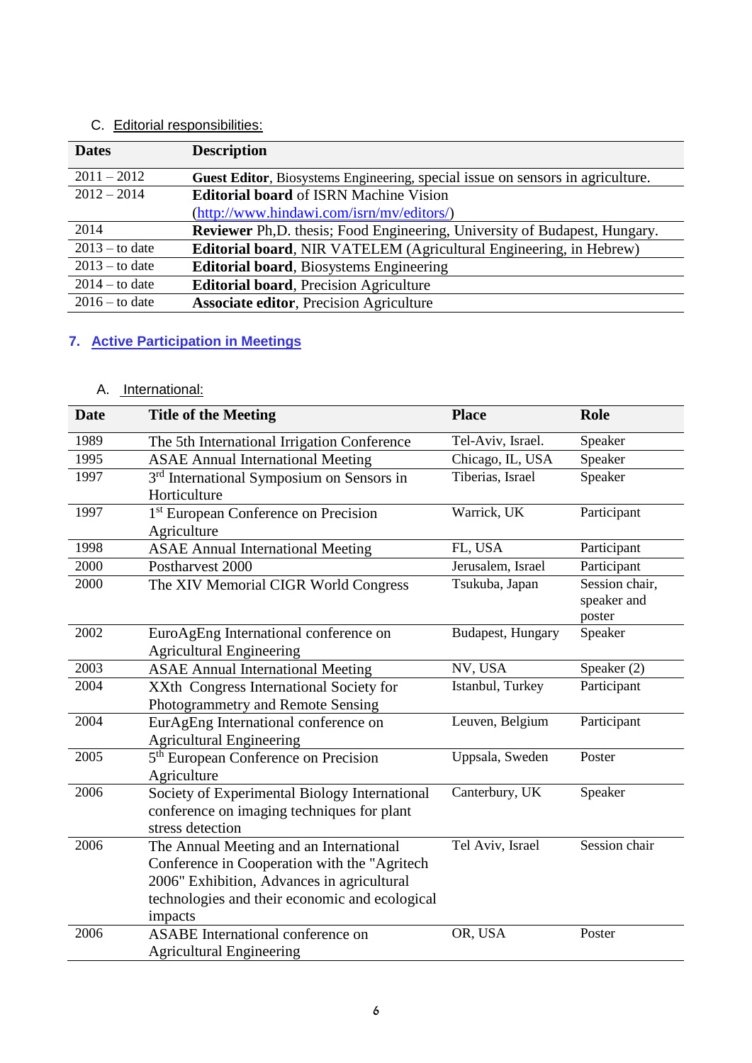C. Editorial responsibilities:

| Dates | Description |
|---|---|
| 2011 – 2012 | **Guest Editor**, Biosystems Engineering, special issue on sensors in agriculture. |
| 2012 – 2014 | **Editorial board** of ISRN Machine Vision (http://www.hindawi.com/isrn/mv/editors/) |
| 2014 | **Reviewer** Ph,D. thesis; Food Engineering, University of Budapest, Hungary. |
| 2013 – to date | **Editorial board**, NIR VATELEM (Agricultural Engineering, in Hebrew) |
| 2013 – to date | **Editorial board**, Biosystems Engineering |
| 2014 – to date | **Editorial board**, Precision Agriculture |
| 2016 – to date | **Associate editor**, Precision Agriculture |

## 7. Active Participation in Meetings

A. International:

| Date | Title of the Meeting | Place | Role |
|---|---|---|---|
| 1989 | The 5th International Irrigation Conference | Tel-Aviv, Israel. | Speaker |
| 1995 | ASAE Annual International Meeting | Chicago, IL, USA | Speaker |
| 1997 | 3rd International Symposium on Sensors in Horticulture | Tiberias, Israel | Speaker |
| 1997 | 1st European Conference on Precision Agriculture | Warrick, UK | Participant |
| 1998 | ASAE Annual International Meeting | FL, USA | Participant |
| 2000 | Postharvest 2000 | Jerusalem, Israel | Participant |
| 2000 | The XIV Memorial CIGR World Congress | Tsukuba, Japan | Session chair, speaker and poster |
| 2002 | EuroAgEng International conference on Agricultural Engineering | Budapest, Hungary | Speaker |
| 2003 | ASAE Annual International Meeting | NV, USA | Speaker (2) |
| 2004 | XXth Congress International Society for Photogrammetry and Remote Sensing | Istanbul, Turkey | Participant |
| 2004 | EurAgEng International conference on Agricultural Engineering | Leuven, Belgium | Participant |
| 2005 | 5th European Conference on Precision Agriculture | Uppsala, Sweden | Poster |
| 2006 | Society of Experimental Biology International conference on imaging techniques for plant stress detection | Canterbury, UK | Speaker |
| 2006 | The Annual Meeting and an International Conference in Cooperation with the "Agritech 2006" Exhibition, Advances in agricultural technologies and their economic and ecological impacts | Tel Aviv, Israel | Session chair |
| 2006 | ASABE International conference on Agricultural Engineering | OR, USA | Poster |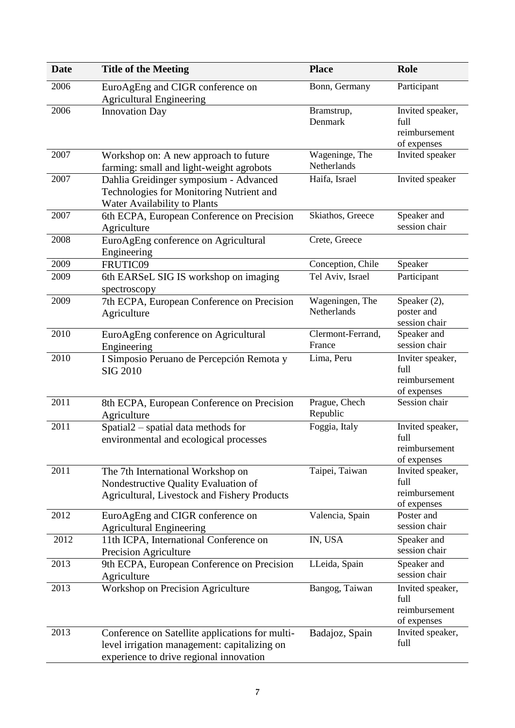| Date | Title of the Meeting | Place | Role |
|---|---|---|---|
| 2006 | EuroAgEng and CIGR conference on Agricultural Engineering | Bonn, Germany | Participant |
| 2006 | Innovation Day | Bramstrup, Denmark | Invited speaker, full reimbursement of expenses |
| 2007 | Workshop on: A new approach to future farming: small and light-weight agrobots | Wageninge, The Netherlands | Invited speaker |
| 2007 | Dahlia Greidinger symposium - Advanced Technologies for Monitoring Nutrient and Water Availability to Plants | Haifa, Israel | Invited speaker |
| 2007 | 6th ECPA, European Conference on Precision Agriculture | Skiathos, Greece | Speaker and session chair |
| 2008 | EuroAgEng conference on Agricultural Engineering | Crete, Greece | |
| 2009 | FRUTIC09 | Conception, Chile | Speaker |
| 2009 | 6th EARSeL SIG IS workshop on imaging spectroscopy | Tel Aviv, Israel | Participant |
| 2009 | 7th ECPA, European Conference on Precision Agriculture | Wageningen, The Netherlands | Speaker (2), poster and session chair |
| 2010 | EuroAgEng conference on Agricultural Engineering | Clermont-Ferrand, France | Speaker and session chair |
| 2010 | I Simposio Peruano de Percepción Remota y SIG 2010 | Lima, Peru | Inviter speaker, full reimbursement of expenses |
| 2011 | 8th ECPA, European Conference on Precision Agriculture | Prague, Chech Republic | Session chair |
| 2011 | Spatial2 – spatial data methods for environmental and ecological processes | Foggia, Italy | Invited speaker, full reimbursement of expenses |
| 2011 | The 7th International Workshop on Nondestructive Quality Evaluation of Agricultural, Livestock and Fishery Products | Taipei, Taiwan | Invited speaker, full reimbursement of expenses |
| 2012 | EuroAgEng and CIGR conference on Agricultural Engineering | Valencia, Spain | Poster and session chair |
| 2012 | 11th ICPA, International Conference on Precision Agriculture | IN, USA | Speaker and session chair |
| 2013 | 9th ECPA, European Conference on Precision Agriculture | LLeida, Spain | Speaker and session chair |
| 2013 | Workshop on Precision Agriculture | Bangog, Taiwan | Invited speaker, full reimbursement of expenses |
| 2013 | Conference on Satellite applications for multi-level irrigation management: capitalizing on experience to drive regional innovation | Badajoz, Spain | Invited speaker, full |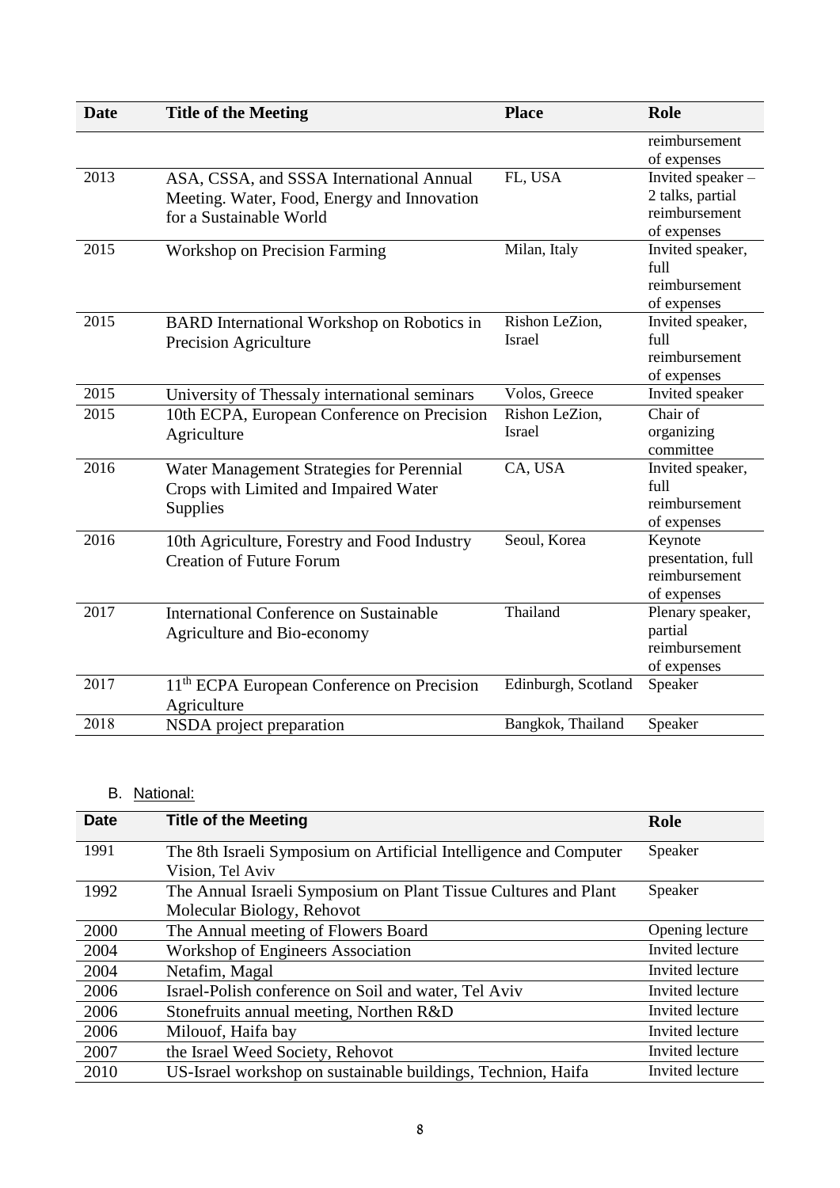| Date | Title of the Meeting | Place | Role |
|---|---|---|---|
| | | | reimbursement of expenses |
| 2013 | ASA, CSSA, and SSSA International Annual Meeting. Water, Food, Energy and Innovation for a Sustainable World | FL, USA | Invited speaker – 2 talks, partial reimbursement of expenses |
| 2015 | Workshop on Precision Farming | Milan, Italy | Invited speaker, full reimbursement of expenses |
| 2015 | BARD International Workshop on Robotics in Precision Agriculture | Rishon LeZion, Israel | Invited speaker, full reimbursement of expenses |
| 2015 | University of Thessaly international seminars | Volos, Greece | Invited speaker |
| 2015 | 10th ECPA, European Conference on Precision Agriculture | Rishon LeZion, Israel | Chair of organizing committee |
| 2016 | Water Management Strategies for Perennial Crops with Limited and Impaired Water Supplies | CA, USA | Invited speaker, full reimbursement of expenses |
| 2016 | 10th Agriculture, Forestry and Food Industry Creation of Future Forum | Seoul, Korea | Keynote presentation, full reimbursement of expenses |
| 2017 | International Conference on Sustainable Agriculture and Bio-economy | Thailand | Plenary speaker, partial reimbursement of expenses |
| 2017 | 11th ECPA European Conference on Precision Agriculture | Edinburgh, Scotland | Speaker |
| 2018 | NSDA project preparation | Bangkok, Thailand | Speaker |

B. National:

| Date | Title of the Meeting | Role |
|---|---|---|
| 1991 | The 8th Israeli Symposium on Artificial Intelligence and Computer Vision, Tel Aviv | Speaker |
| 1992 | The Annual Israeli Symposium on Plant Tissue Cultures and Plant Molecular Biology, Rehovot | Speaker |
| 2000 | The Annual meeting of Flowers Board | Opening lecture |
| 2004 | Workshop of Engineers Association | Invited lecture |
| 2004 | Netafim, Magal | Invited lecture |
| 2006 | Israel-Polish conference on Soil and water, Tel Aviv | Invited lecture |
| 2006 | Stonefruits annual meeting, Northen R&D | Invited lecture |
| 2006 | Milouof, Haifa bay | Invited lecture |
| 2007 | the Israel Weed Society, Rehovot | Invited lecture |
| 2010 | US-Israel workshop on sustainable buildings, Technion, Haifa | Invited lecture |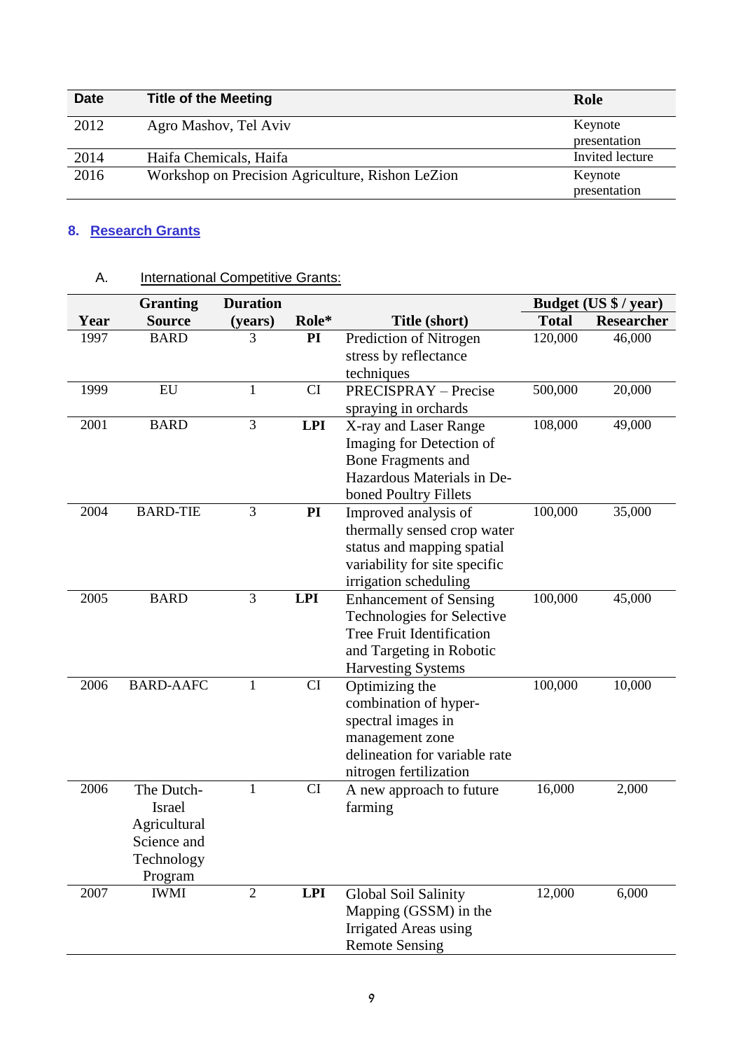| Date | Title of the Meeting | Role |
|---|---|---|
| 2012 | Agro Mashov, Tel Aviv | Keynote presentation |
| 2014 | Haifa Chemicals, Haifa | Invited lecture |
| 2016 | Workshop on Precision Agriculture, Rishon LeZion | Keynote presentation |

## 8. Research Grants

### A. International Competitive Grants:

| Year | Granting Source | Duration (years) | Role* | Title (short) | Budget (US $ / year) Total | Researcher |
|---|---|---|---|---|---|---|
| 1997 | BARD | 3 | **PI** | Prediction of Nitrogen stress by reflectance techniques | 120,000 | 46,000 |
| 1999 | EU | 1 | CI | PRECISPRAY – Precise spraying in orchards | 500,000 | 20,000 |
| 2001 | BARD | 3 | **LPI** | X-ray and Laser Range Imaging for Detection of Bone Fragments and Hazardous Materials in De-boned Poultry Fillets | 108,000 | 49,000 |
| 2004 | BARD-TIE | 3 | **PI** | Improved analysis of thermally sensed crop water status and mapping spatial variability for site specific irrigation scheduling | 100,000 | 35,000 |
| 2005 | BARD | 3 | **LPI** | Enhancement of Sensing Technologies for Selective Tree Fruit Identification and Targeting in Robotic Harvesting Systems | 100,000 | 45,000 |
| 2006 | BARD-AAFC | 1 | CI | Optimizing the combination of hyper-spectral images in management zone delineation for variable rate nitrogen fertilization | 100,000 | 10,000 |
| 2006 | The Dutch-Israel Agricultural Science and Technology Program | 1 | CI | A new approach to future farming | 16,000 | 2,000 |
| 2007 | IWMI | 2 | **LPI** | Global Soil Salinity Mapping (GSSM) in the Irrigated Areas using Remote Sensing | 12,000 | 6,000 |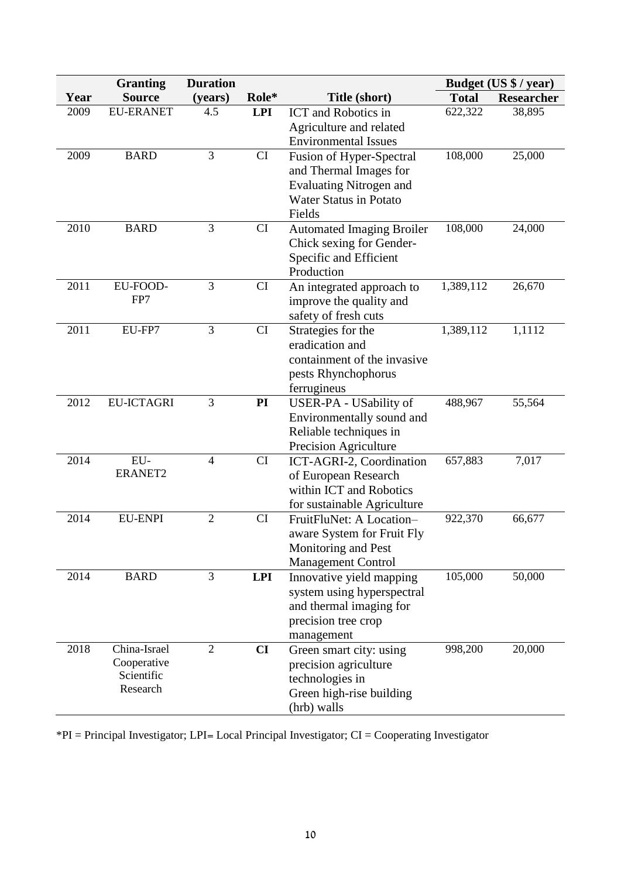| Year | Granting Source | Duration (years) | Role* | Title (short) | Budget (US $ / year) | |
|---|---|---|---|---|---|---|
| | | | | | **Total** | **Researcher** |
| 2009 | EU-ERANET | 4.5 | **LPI** | ICT and Robotics in Agriculture and related Environmental Issues | 622,322 | 38,895 |
| 2009 | BARD | 3 | CI | Fusion of Hyper-Spectral and Thermal Images for Evaluating Nitrogen and Water Status in Potato Fields | 108,000 | 25,000 |
| 2010 | BARD | 3 | CI | Automated Imaging Broiler Chick sexing for Gender-Specific and Efficient Production | 108,000 | 24,000 |
| 2011 | EU-FOOD-FP7 | 3 | CI | An integrated approach to improve the quality and safety of fresh cuts | 1,389,112 | 26,670 |
| 2011 | EU-FP7 | 3 | CI | Strategies for the eradication and containment of the invasive pests Rhynchophorus ferrugineus | 1,389,112 | 1,1112 |
| 2012 | EU-ICTAGRI | 3 | **PI** | USER-PA - USability of Environmentally sound and Reliable techniques in Precision Agriculture | 488,967 | 55,564 |
| 2014 | EU-ERANET2 | 4 | CI | ICT-AGRI-2, Coordination of European Research within ICT and Robotics for sustainable Agriculture | 657,883 | 7,017 |
| 2014 | EU-ENPI | 2 | CI | FruitFluNet: A Location–aware System for Fruit Fly Monitoring and Pest Management Control | 922,370 | 66,677 |
| 2014 | BARD | 3 | **LPI** | Innovative yield mapping system using hyperspectral and thermal imaging for precision tree crop management | 105,000 | 50,000 |
| 2018 | China-Israel Cooperative Scientific Research | 2 | **CI** | Green smart city: using precision agriculture technologies in Green high-rise building (hrb) walls | 998,200 | 20,000 |

*PI = Principal Investigator; LPI= Local Principal Investigator; CI = Cooperating Investigator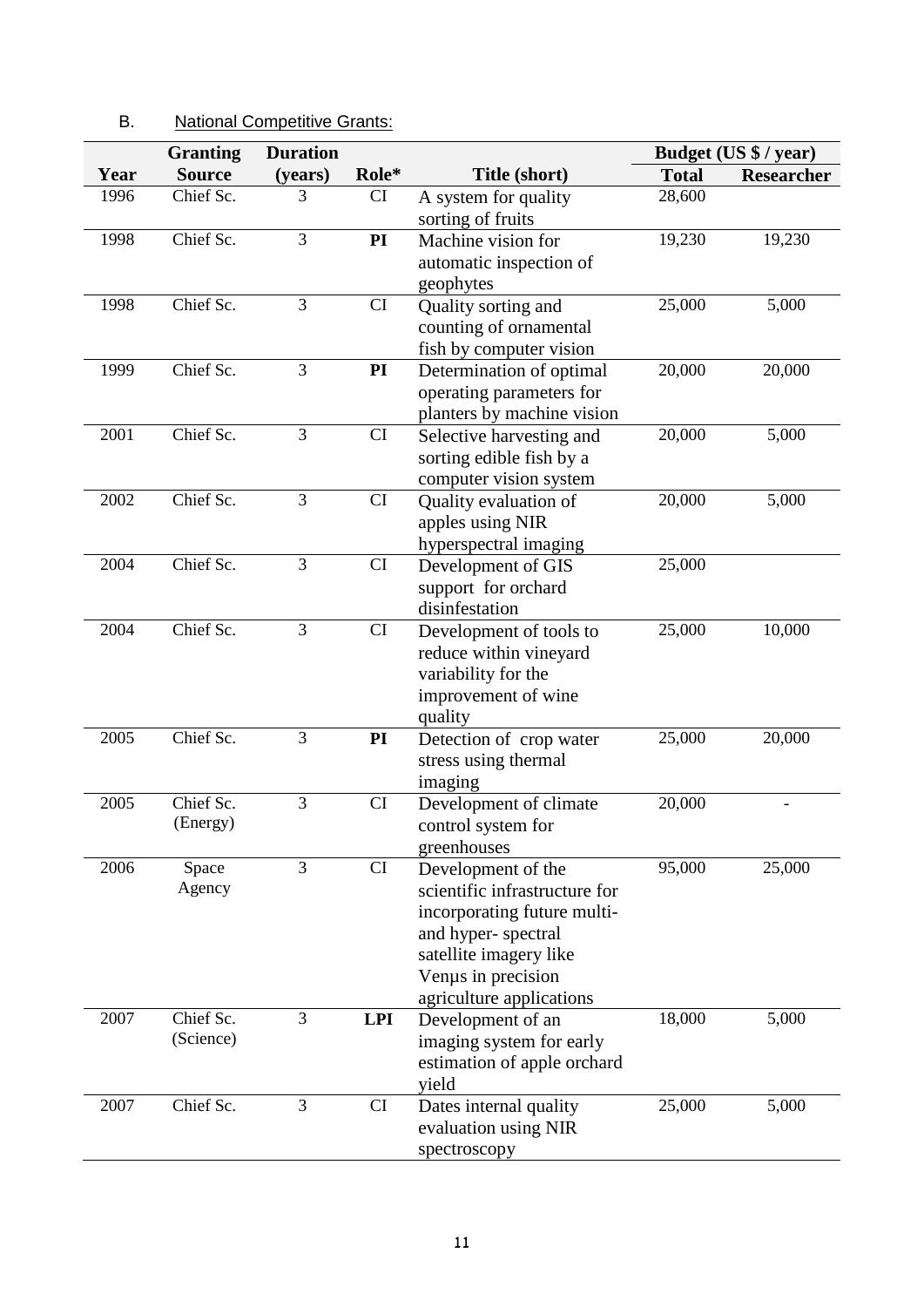B. National Competitive Grants:

| Year | Granting Source | Duration (years) | Role* | Title (short) | Budget (US $ / year) | |
|---|---|---|---|---|---|---|
| | | | | | Total | Researcher |
| 1996 | Chief Sc. | 3 | CI | A system for quality sorting of fruits | 28,600 | |
| 1998 | Chief Sc. | 3 | **PI** | Machine vision for automatic inspection of geophytes | 19,230 | 19,230 |
| 1998 | Chief Sc. | 3 | CI | Quality sorting and counting of ornamental fish by computer vision | 25,000 | 5,000 |
| 1999 | Chief Sc. | 3 | **PI** | Determination of optimal operating parameters for planters by machine vision | 20,000 | 20,000 |
| 2001 | Chief Sc. | 3 | CI | Selective harvesting and sorting edible fish by a computer vision system | 20,000 | 5,000 |
| 2002 | Chief Sc. | 3 | CI | Quality evaluation of apples using NIR hyperspectral imaging | 20,000 | 5,000 |
| 2004 | Chief Sc. | 3 | CI | Development of GIS support for orchard disinfestation | 25,000 | |
| 2004 | Chief Sc. | 3 | CI | Development of tools to reduce within vineyard variability for the improvement of wine quality | 25,000 | 10,000 |
| 2005 | Chief Sc. | 3 | **PI** | Detection of crop water stress using thermal imaging | 25,000 | 20,000 |
| 2005 | Chief Sc. (Energy) | 3 | CI | Development of climate control system for greenhouses | 20,000 | - |
| 2006 | Space Agency | 3 | CI | Development of the scientific infrastructure for incorporating future multi- and hyper- spectral satellite imagery like Venμs in precision agriculture applications | 95,000 | 25,000 |
| 2007 | Chief Sc. (Science) | 3 | **LPI** | Development of an imaging system for early estimation of apple orchard yield | 18,000 | 5,000 |
| 2007 | Chief Sc. | 3 | CI | Dates internal quality evaluation using NIR spectroscopy | 25,000 | 5,000 |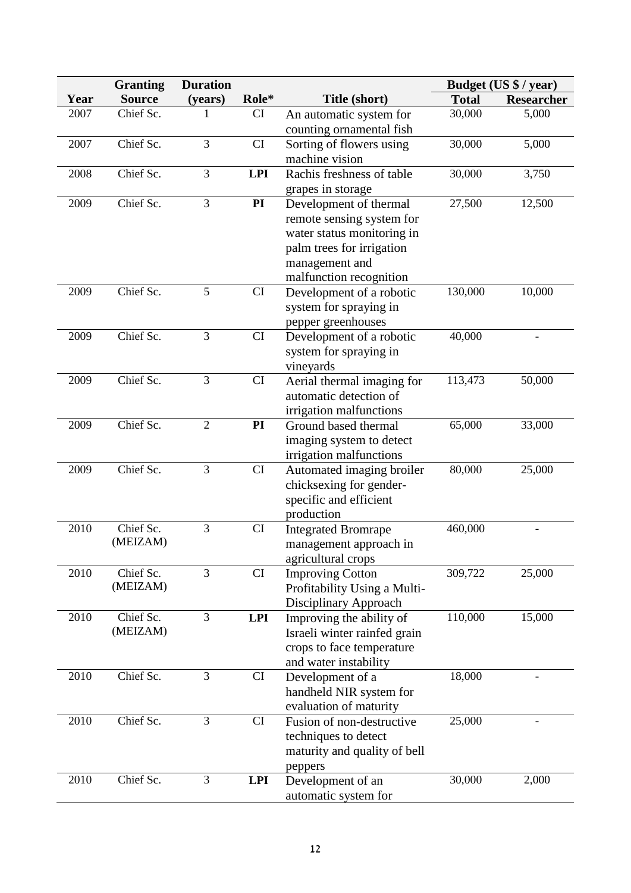| Year | Granting Source | Duration (years) | Role* | Title (short) | Budget (US $ / year) | |
|---|---|---|---|---|---|---|
| | | | | | Total | Researcher |
| 2007 | Chief Sc. | 1 | CI | An automatic system for counting ornamental fish | 30,000 | 5,000 |
| 2007 | Chief Sc. | 3 | CI | Sorting of flowers using machine vision | 30,000 | 5,000 |
| 2008 | Chief Sc. | 3 | **LPI** | Rachis freshness of table grapes in storage | 30,000 | 3,750 |
| 2009 | Chief Sc. | 3 | **PI** | Development of thermal remote sensing system for water status monitoring in palm trees for irrigation management and malfunction recognition | 27,500 | 12,500 |
| 2009 | Chief Sc. | 5 | CI | Development of a robotic system for spraying in pepper greenhouses | 130,000 | 10,000 |
| 2009 | Chief Sc. | 3 | CI | Development of a robotic system for spraying in vineyards | 40,000 | - |
| 2009 | Chief Sc. | 3 | CI | Aerial thermal imaging for automatic detection of irrigation malfunctions | 113,473 | 50,000 |
| 2009 | Chief Sc. | 2 | **PI** | Ground based thermal imaging system to detect irrigation malfunctions | 65,000 | 33,000 |
| 2009 | Chief Sc. | 3 | CI | Automated imaging broiler chicksexing for gender-specific and efficient production | 80,000 | 25,000 |
| 2010 | Chief Sc. (MEIZAM) | 3 | CI | Integrated Bromrape management approach in agricultural crops | 460,000 | - |
| 2010 | Chief Sc. (MEIZAM) | 3 | CI | Improving Cotton Profitability Using a Multi-Disciplinary Approach | 309,722 | 25,000 |
| 2010 | Chief Sc. (MEIZAM) | 3 | **LPI** | Improving the ability of Israeli winter rainfed grain crops to face temperature and water instability | 110,000 | 15,000 |
| 2010 | Chief Sc. | 3 | CI | Development of a handheld NIR system for evaluation of maturity | 18,000 | - |
| 2010 | Chief Sc. | 3 | CI | Fusion of non-destructive techniques to detect maturity and quality of bell peppers | 25,000 | - |
| 2010 | Chief Sc. | 3 | **LPI** | Development of an automatic system for | 30,000 | 2,000 |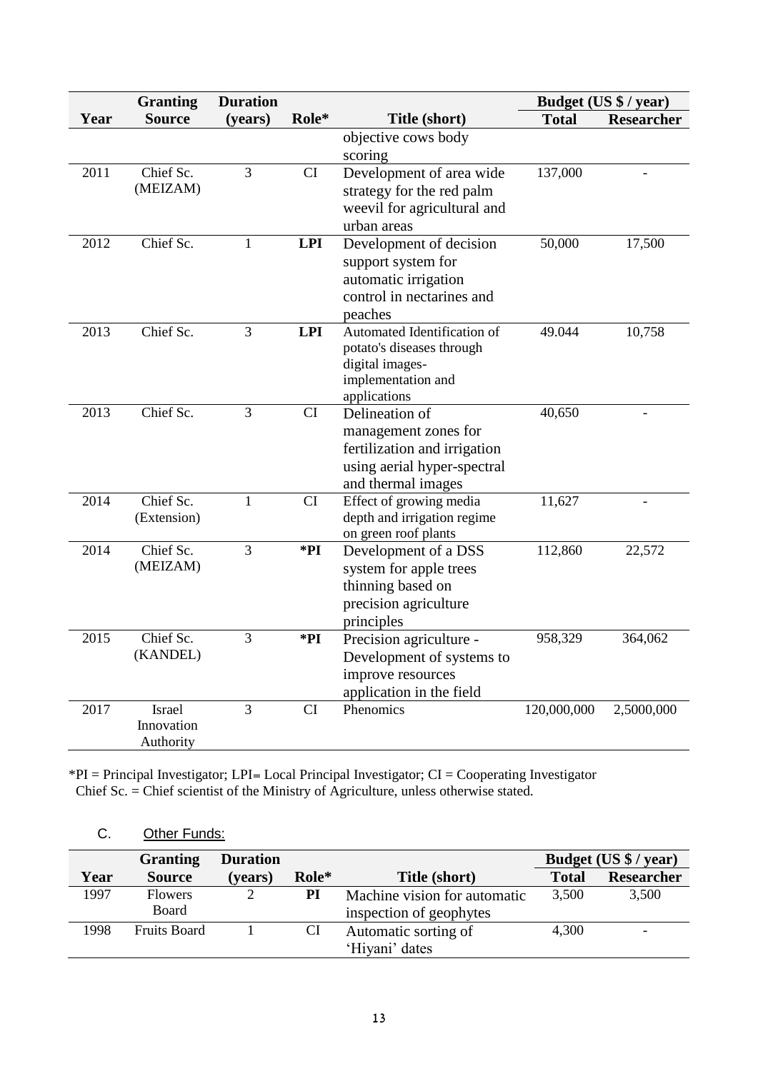| Year | Granting Source | Duration (years) | Role* | Title (short) | Budget (US $ / year) | |
|---|---|---|---|---|---|---|
| | | | | | **Total** | **Researcher** |
| | | | | objective cows body scoring | | |
| 2011 | Chief Sc. (MEIZAM) | 3 | CI | Development of area wide strategy for the red palm weevil for agricultural and urban areas | 137,000 | - |
| 2012 | Chief Sc. | 1 | **LPI** | Development of decision support system for automatic irrigation control in nectarines and peaches | 50,000 | 17,500 |
| 2013 | Chief Sc. | 3 | **LPI** | Automated Identification of potato's diseases through digital images-implementation and applications | 49.044 | 10,758 |
| 2013 | Chief Sc. | 3 | CI | Delineation of management zones for fertilization and irrigation using aerial hyper-spectral and thermal images | 40,650 | - |
| 2014 | Chief Sc. (Extension) | 1 | CI | Effect of growing media depth and irrigation regime on green roof plants | 11,627 | - |
| 2014 | Chief Sc. (MEIZAM) | 3 | ***PI** | Development of a DSS system for apple trees thinning based on precision agriculture principles | 112,860 | 22,572 |
| 2015 | Chief Sc. (KANDEL) | 3 | ***PI** | Precision agriculture - Development of systems to improve resources application in the field | 958,329 | 364,062 |
| 2017 | Israel Innovation Authority | 3 | CI | Phenomics | 120,000,000 | 2,5000,000 |

*PI = Principal Investigator; LPI= Local Principal Investigator; CI = Cooperating Investigator
Chief Sc. = Chief scientist of the Ministry of Agriculture, unless otherwise stated.

C. Other Funds:

| Year | Granting Source | Duration (years) | Role* | Title (short) | Budget (US $ / year) | |
|---|---|---|---|---|---|---|
| | | | | | **Total** | **Researcher** |
| 1997 | Flowers Board | 2 | **PI** | Machine vision for automatic inspection of geophytes | 3,500 | 3,500 |
| 1998 | Fruits Board | 1 | CI | Automatic sorting of 'Hiyani' dates | 4,300 | - |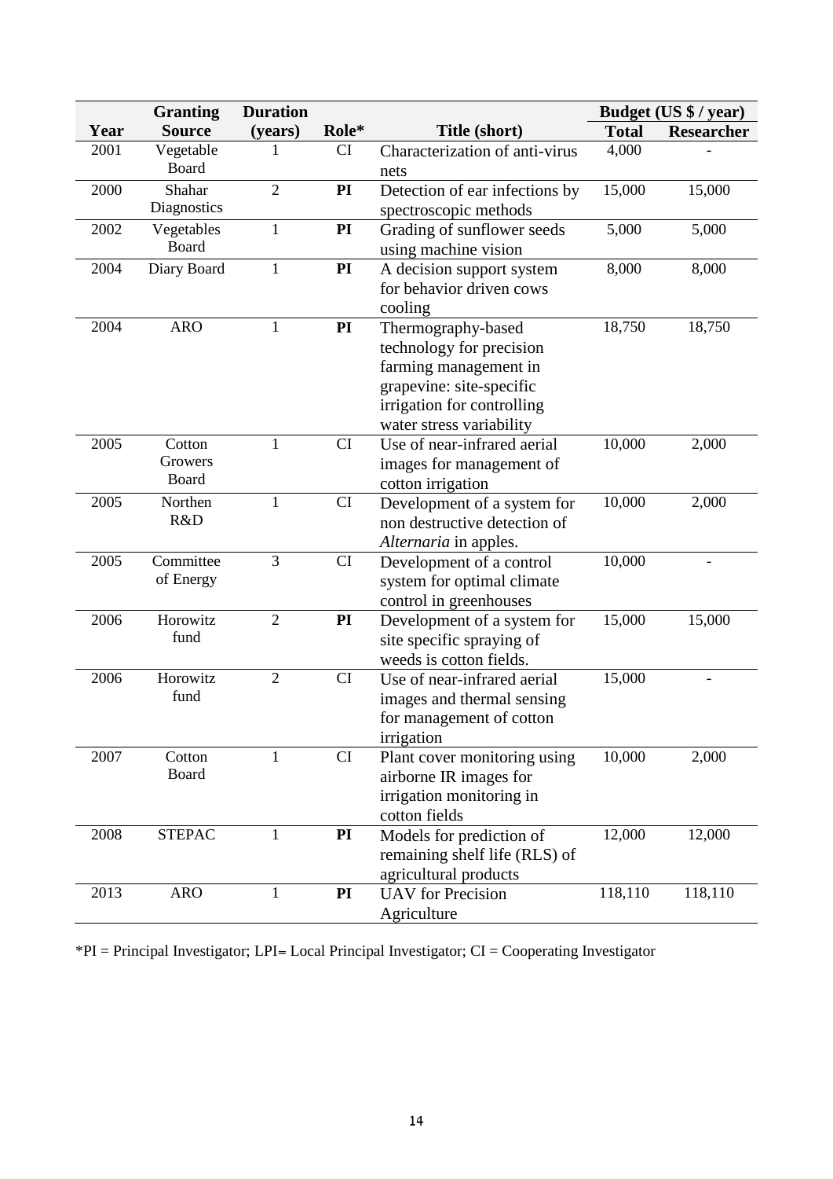| Year | Granting Source | Duration (years) | Role* | Title (short) | Budget (US $ / year) | |
|---|---|---|---|---|---|---|
| | | | | | Total | Researcher |
| 2001 | Vegetable Board | 1 | CI | Characterization of anti-virus nets | 4,000 | - |
| 2000 | Shahar Diagnostics | 2 | **PI** | Detection of ear infections by spectroscopic methods | 15,000 | 15,000 |
| 2002 | Vegetables Board | 1 | **PI** | Grading of sunflower seeds using machine vision | 5,000 | 5,000 |
| 2004 | Diary Board | 1 | **PI** | A decision support system for behavior driven cows cooling | 8,000 | 8,000 |
| 2004 | ARO | 1 | **PI** | Thermography-based technology for precision farming management in grapevine: site-specific irrigation for controlling water stress variability | 18,750 | 18,750 |
| 2005 | Cotton Growers Board | 1 | CI | Use of near-infrared aerial images for management of cotton irrigation | 10,000 | 2,000 |
| 2005 | Northen R&D | 1 | CI | Development of a system for non destructive detection of *Alternaria* in apples. | 10,000 | 2,000 |
| 2005 | Committee of Energy | 3 | CI | Development of a control system for optimal climate control in greenhouses | 10,000 | - |
| 2006 | Horowitz fund | 2 | **PI** | Development of a system for site specific spraying of weeds is cotton fields. | 15,000 | 15,000 |
| 2006 | Horowitz fund | 2 | CI | Use of near-infrared aerial images and thermal sensing for management of cotton irrigation | 15,000 | - |
| 2007 | Cotton Board | 1 | CI | Plant cover monitoring using airborne IR images for irrigation monitoring in cotton fields | 10,000 | 2,000 |
| 2008 | STEPAC | 1 | **PI** | Models for prediction of remaining shelf life (RLS) of agricultural products | 12,000 | 12,000 |
| 2013 | ARO | 1 | **PI** | UAV for Precision Agriculture | 118,110 | 118,110 |

*PI = Principal Investigator; LPI= Local Principal Investigator; CI = Cooperating Investigator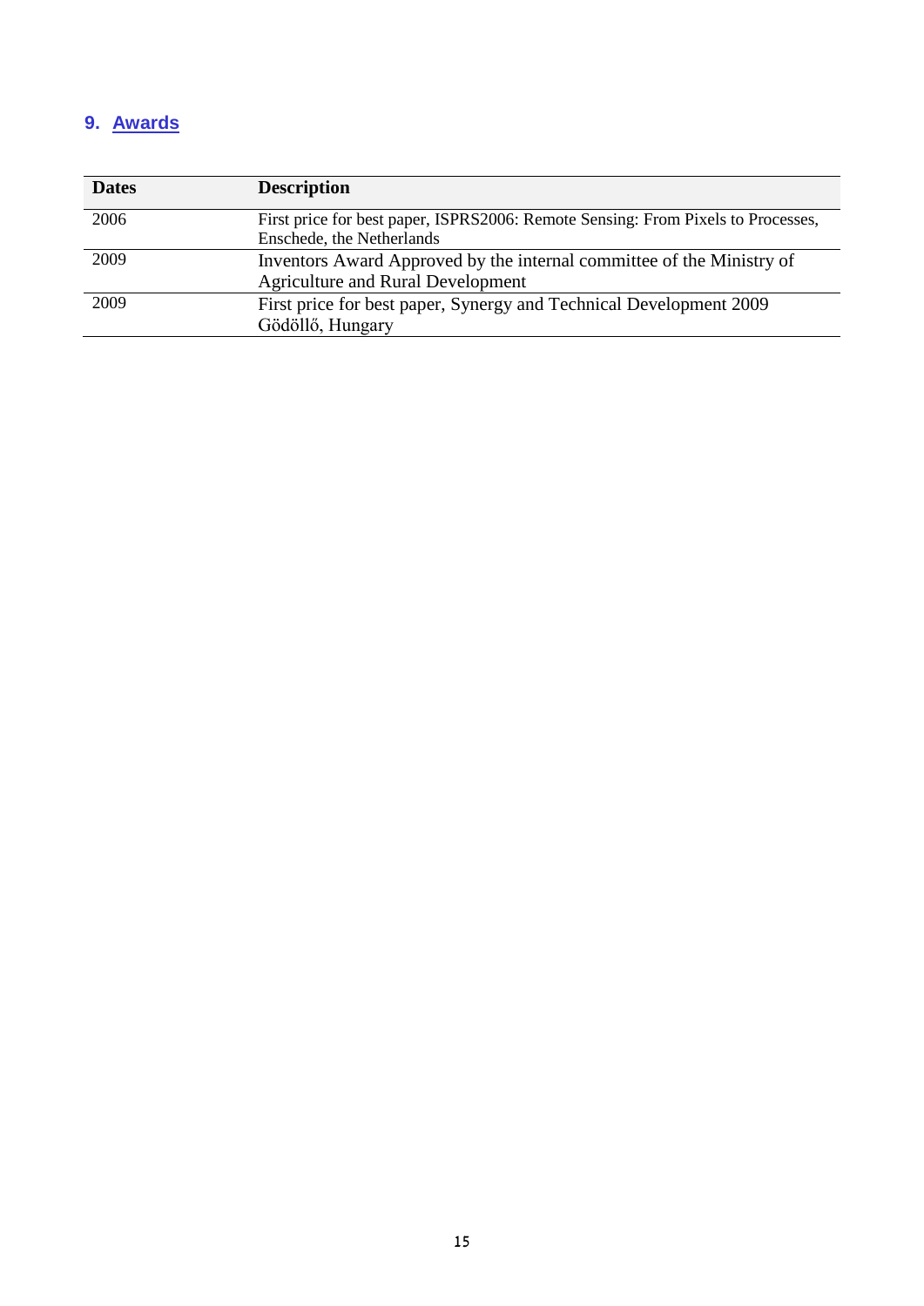## 9. Awards

| Dates | Description |
| --- | --- |
| 2006 | First price for best paper, ISPRS2006: Remote Sensing: From Pixels to Processes, Enschede, the Netherlands |
| 2009 | Inventors Award Approved by the internal committee of the Ministry of Agriculture and Rural Development |
| 2009 | First price for best paper, Synergy and Technical Development 2009 Gödöllő, Hungary |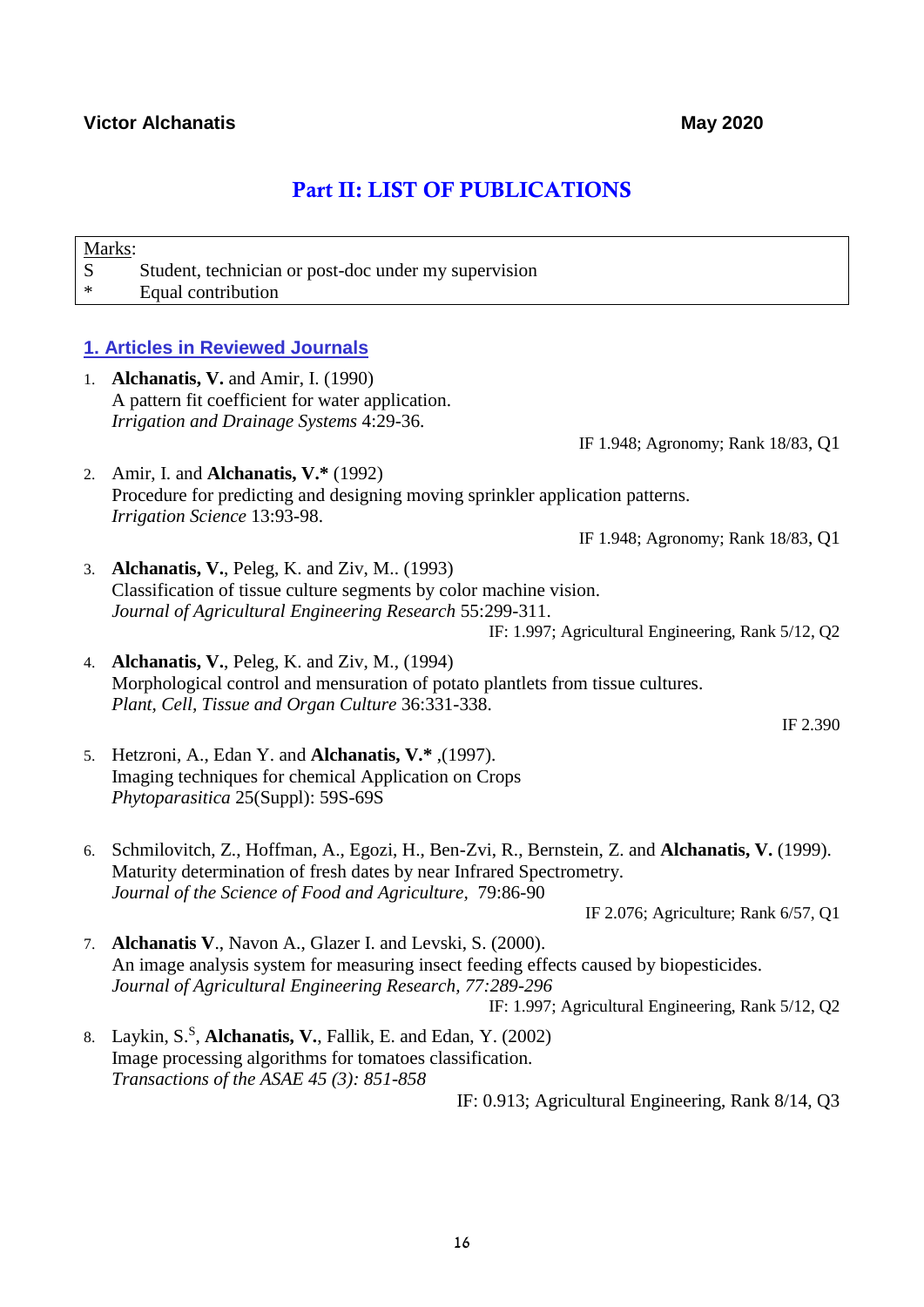**Victor Alchanatis** **May 2020**

# Part II: LIST OF PUBLICATIONS

| Marks: | |
|---|---|
| S | Student, technician or post-doc under my supervision |
| * | Equal contribution |

## 1. Articles in Reviewed Journals

1. **Alchanatis, V.** and Amir, I. (1990)
A pattern fit coefficient for water application.
*Irrigation and Drainage Systems* 4:29-36.
IF 1.948; Agronomy; Rank 18/83, Q1

2. Amir, I. and **Alchanatis, V.*** (1992)
Procedure for predicting and designing moving sprinkler application patterns.
*Irrigation Science* 13:93-98.
IF 1.948; Agronomy; Rank 18/83, Q1

3. **Alchanatis, V.**, Peleg, K. and Ziv, M.. (1993)
Classification of tissue culture segments by color machine vision.
*Journal of Agricultural Engineering Research* 55:299-311.
IF: 1.997; Agricultural Engineering, Rank 5/12, Q2

4. **Alchanatis, V.**, Peleg, K. and Ziv, M., (1994)
Morphological control and mensuration of potato plantlets from tissue cultures.
*Plant, Cell, Tissue and Organ Culture* 36:331-338.
IF 2.390

5. Hetzroni, A., Edan Y. and **Alchanatis, V.*** ,(1997).
Imaging techniques for chemical Application on Crops
*Phytoparasitica* 25(Suppl): 59S-69S

6. Schmilovitch, Z., Hoffman, A., Egozi, H., Ben-Zvi, R., Bernstein, Z. and **Alchanatis, V.** (1999).
Maturity determination of fresh dates by near Infrared Spectrometry.
*Journal of the Science of Food and Agriculture,* 79:86-90
IF 2.076; Agriculture; Rank 6/57, Q1

7. **Alchanatis V**., Navon A., Glazer I. and Levski, S. (2000).
An image analysis system for measuring insect feeding effects caused by biopesticides.
*Journal of Agricultural Engineering Research, 77:289-296*
IF: 1.997; Agricultural Engineering, Rank 5/12, Q2

8. Laykin, S.[S], **Alchanatis, V.**, Fallik, E. and Edan, Y. (2002)
Image processing algorithms for tomatoes classification.
*Transactions of the ASAE 45 (3): 851-858*
IF: 0.913; Agricultural Engineering, Rank 8/14, Q3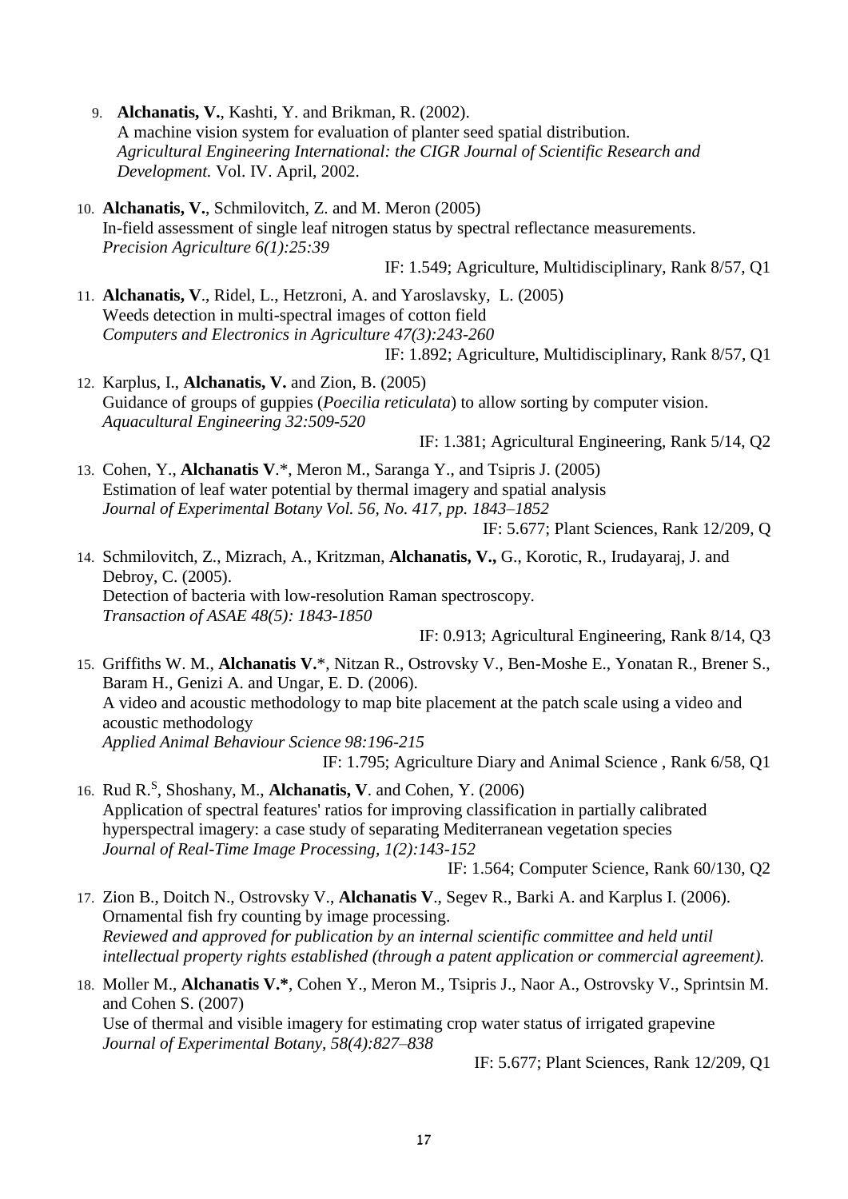9. **Alchanatis, V.**, Kashti, Y. and Brikman, R. (2002).
   A machine vision system for evaluation of planter seed spatial distribution.
   *Agricultural Engineering International: the CIGR Journal of Scientific Research and Development.* Vol. IV. April, 2002.

10. **Alchanatis, V.**, Schmilovitch, Z. and M. Meron (2005)
    In-field assessment of single leaf nitrogen status by spectral reflectance measurements.
    *Precision Agriculture 6(1):25:39*
    IF: 1.549; Agriculture, Multidisciplinary, Rank 8/57, Q1

11. **Alchanatis, V**., Ridel, L., Hetzroni, A. and Yaroslavsky, L. (2005)
    Weeds detection in multi-spectral images of cotton field
    *Computers and Electronics in Agriculture 47(3):243-260*
    IF: 1.892; Agriculture, Multidisciplinary, Rank 8/57, Q1

12. Karplus, I., **Alchanatis, V.** and Zion, B. (2005)
    Guidance of groups of guppies (*Poecilia reticulata*) to allow sorting by computer vision.
    *Aquacultural Engineering 32:509-520*
    IF: 1.381; Agricultural Engineering, Rank 5/14, Q2

13. Cohen, Y., **Alchanatis V**.*, Meron M., Saranga Y., and Tsipris J. (2005)
    Estimation of leaf water potential by thermal imagery and spatial analysis
    *Journal of Experimental Botany Vol. 56, No. 417, pp. 1843–1852*
    IF: 5.677; Plant Sciences, Rank 12/209, Q

14. Schmilovitch, Z., Mizrach, A., Kritzman, **Alchanatis, V.,** G., Korotic, R., Irudayaraj, J. and Debroy, C. (2005).
    Detection of bacteria with low-resolution Raman spectroscopy.
    *Transaction of ASAE 48(5): 1843-1850*
    IF: 0.913; Agricultural Engineering, Rank 8/14, Q3

15. Griffiths W. M., **Alchanatis V**.*, Nitzan R., Ostrovsky V., Ben-Moshe E., Yonatan R., Brener S., Baram H., Genizi A. and Ungar, E. D. (2006).
    A video and acoustic methodology to map bite placement at the patch scale using a video and acoustic methodology
    *Applied Animal Behaviour Science 98:196-215*
    IF: 1.795; Agriculture Diary and Animal Science , Rank 6/58, Q1

16. Rud R.[S], Shoshany, M., **Alchanatis, V**. and Cohen, Y. (2006)
    Application of spectral features' ratios for improving classification in partially calibrated hyperspectral imagery: a case study of separating Mediterranean vegetation species
    *Journal of Real-Time Image Processing, 1(2):143-152*
    IF: 1.564; Computer Science, Rank 60/130, Q2

17. Zion B., Doitch N., Ostrovsky V., **Alchanatis V**., Segev R., Barki A. and Karplus I. (2006).
    Ornamental fish fry counting by image processing.
    *Reviewed and approved for publication by an internal scientific committee and held until intellectual property rights established (through a patent application or commercial agreement).*

18. Moller M., **Alchanatis V.***, Cohen Y., Meron M., Tsipris J., Naor A., Ostrovsky V., Sprintsin M. and Cohen S. (2007)
    Use of thermal and visible imagery for estimating crop water status of irrigated grapevine
    *Journal of Experimental Botany, 58(4):827–838*
    IF: 5.677; Plant Sciences, Rank 12/209, Q1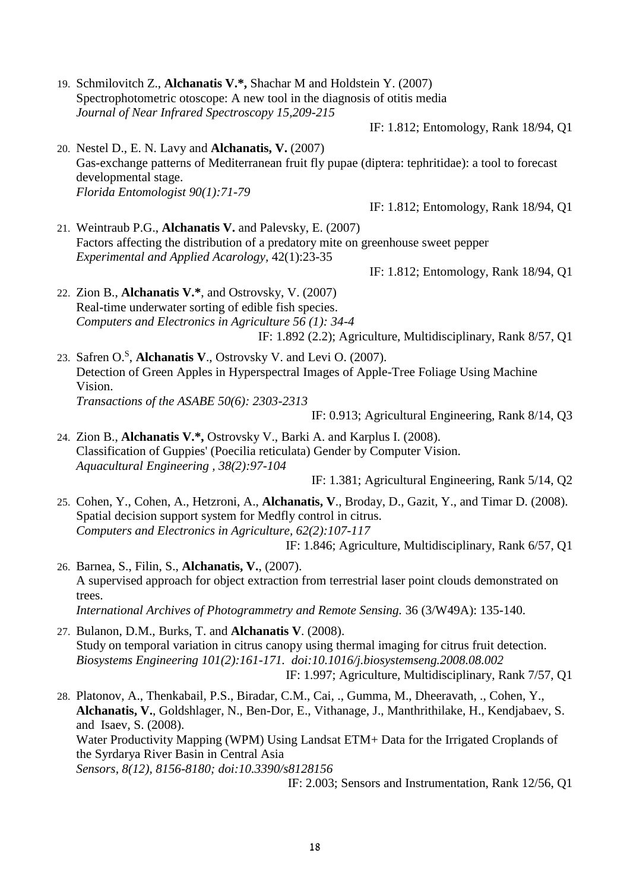19. Schmilovitch Z., **Alchanatis V.\*,** Shachar M and Holdstein Y. (2007)
    Spectrophotometric otoscope: A new tool in the diagnosis of otitis media
    *Journal of Near Infrared Spectroscopy 15,209-215*
    IF: 1.812; Entomology, Rank 18/94, Q1

20. Nestel D., E. N. Lavy and **Alchanatis, V.** (2007)
    Gas-exchange patterns of Mediterranean fruit fly pupae (diptera: tephritidae): a tool to forecast developmental stage.
    *Florida Entomologist 90(1):71-79*
    IF: 1.812; Entomology, Rank 18/94, Q1

21. Weintraub P.G., **Alchanatis V.** and Palevsky, E. (2007)
    Factors affecting the distribution of a predatory mite on greenhouse sweet pepper
    *Experimental and Applied Acarology*, 42(1):23-35
    IF: 1.812; Entomology, Rank 18/94, Q1

22. Zion B., **Alchanatis V.\***, and Ostrovsky, V. (2007)
    Real-time underwater sorting of edible fish species.
    *Computers and Electronics in Agriculture 56 (1): 34-4*
    IF: 1.892 (2.2); Agriculture, Multidisciplinary, Rank 8/57, Q1

23. Safren O.[S], **Alchanatis V**., Ostrovsky V. and Levi O. (2007).
    Detection of Green Apples in Hyperspectral Images of Apple-Tree Foliage Using Machine Vision.
    *Transactions of the ASABE 50(6): 2303-2313*
    IF: 0.913; Agricultural Engineering, Rank 8/14, Q3

24. Zion B., **Alchanatis V.\*,** Ostrovsky V., Barki A. and Karplus I. (2008).
    Classification of Guppies' (Poecilia reticulata) Gender by Computer Vision.
    *Aquacultural Engineering , 38(2):97-104*
    IF: 1.381; Agricultural Engineering, Rank 5/14, Q2

25. Cohen, Y., Cohen, A., Hetzroni, A., **Alchanatis, V**., Broday, D., Gazit, Y., and Timar D. (2008).
    Spatial decision support system for Medfly control in citrus.
    *Computers and Electronics in Agriculture, 62(2):107-117*
    IF: 1.846; Agriculture, Multidisciplinary, Rank 6/57, Q1

26. Barnea, S., Filin, S., **Alchanatis, V.**, (2007).
    A supervised approach for object extraction from terrestrial laser point clouds demonstrated on trees.
    *International Archives of Photogrammetry and Remote Sensing.* 36 (3/W49A): 135-140.

27. Bulanon, D.M., Burks, T. and **Alchanatis V**. (2008).
    Study on temporal variation in citrus canopy using thermal imaging for citrus fruit detection.
    *Biosystems Engineering 101(2):161-171. doi:10.1016/j.biosystemseng.2008.08.002*
    IF: 1.997; Agriculture, Multidisciplinary, Rank 7/57, Q1

28. Platonov, A., Thenkabail, P.S., Biradar, C.M., Cai, ., Gumma, M., Dheeravath, ., Cohen, Y., **Alchanatis, V.**, Goldshlager, N., Ben-Dor, E., Vithanage, J., Manthrithilake, H., Kendjabaev, S. and Isaev, S. (2008).
    Water Productivity Mapping (WPM) Using Landsat ETM+ Data for the Irrigated Croplands of the Syrdarya River Basin in Central Asia
    *Sensors, 8(12), 8156-8180; doi:10.3390/s8128156*
    IF: 2.003; Sensors and Instrumentation, Rank 12/56, Q1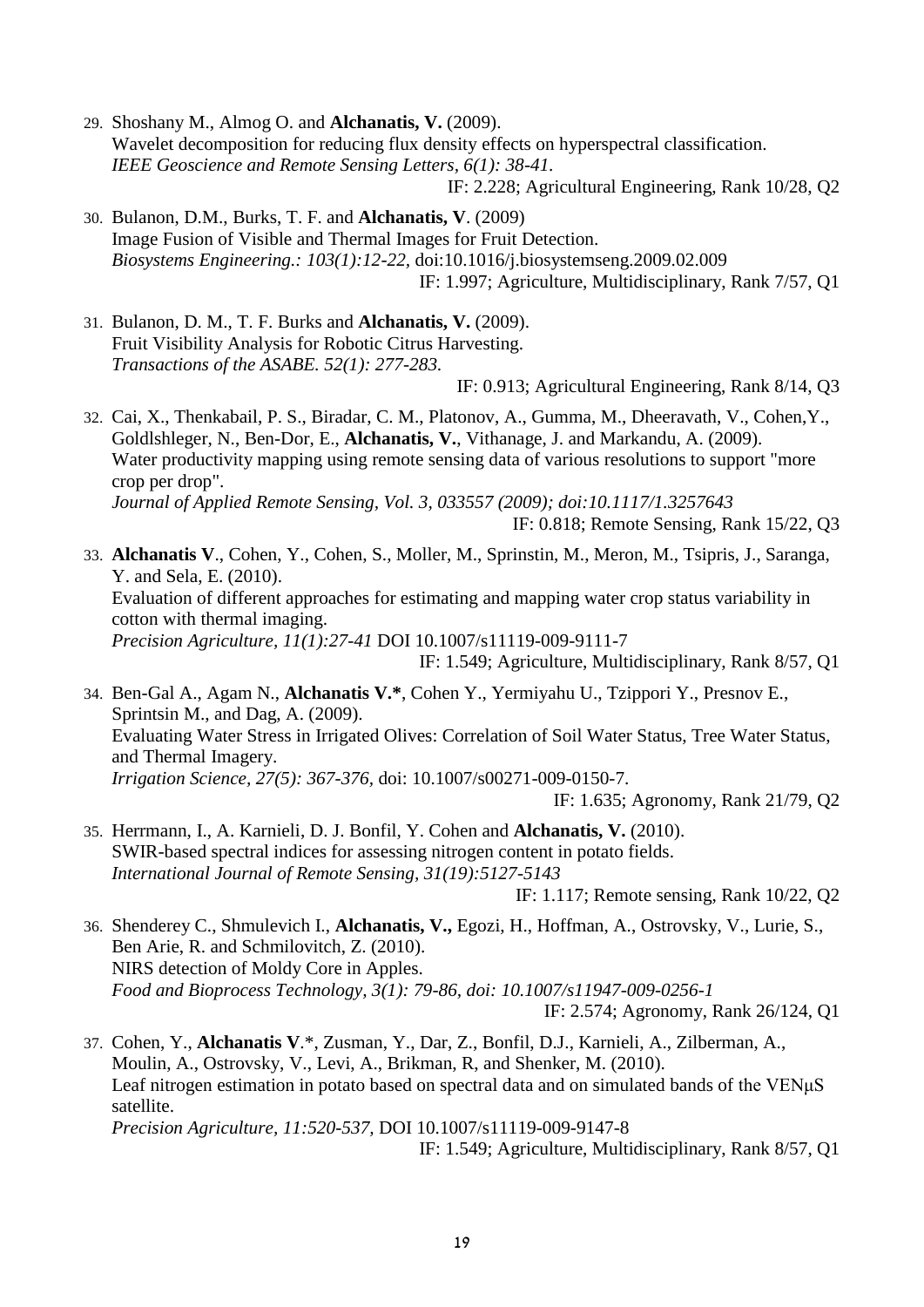29. Shoshany M., Almog O. and **Alchanatis, V.** (2009).
    Wavelet decomposition for reducing flux density effects on hyperspectral classification.
    *IEEE Geoscience and Remote Sensing Letters, 6(1): 38-41.*
    IF: 2.228; Agricultural Engineering, Rank 10/28, Q2

30. Bulanon, D.M., Burks, T. F. and **Alchanatis, V**. (2009)
    Image Fusion of Visible and Thermal Images for Fruit Detection.
    *Biosystems Engineering.: 103(1):12-22*, doi:10.1016/j.biosystemseng.2009.02.009
    IF: 1.997; Agriculture, Multidisciplinary, Rank 7/57, Q1

31. Bulanon, D. M., T. F. Burks and **Alchanatis, V.** (2009).
    Fruit Visibility Analysis for Robotic Citrus Harvesting.
    *Transactions of the ASABE. 52(1): 277-283.*
    IF: 0.913; Agricultural Engineering, Rank 8/14, Q3

32. Cai, X., Thenkabail, P. S., Biradar, C. M., Platonov, A., Gumma, M., Dheeravath, V., Cohen,Y., Goldlshleger, N., Ben-Dor, E., **Alchanatis, V.**, Vithanage, J. and Markandu, A. (2009).
    Water productivity mapping using remote sensing data of various resolutions to support "more crop per drop".
    *Journal of Applied Remote Sensing, Vol. 3, 033557 (2009); doi:10.1117/1.3257643*
    IF: 0.818; Remote Sensing, Rank 15/22, Q3

33. **Alchanatis V**., Cohen, Y., Cohen, S., Moller, M., Sprinstin, M., Meron, M., Tsipris, J., Saranga, Y. and Sela, E. (2010).
    Evaluation of different approaches for estimating and mapping water crop status variability in cotton with thermal imaging.
    *Precision Agriculture, 11(1):27-41* DOI 10.1007/s11119-009-9111-7
    IF: 1.549; Agriculture, Multidisciplinary, Rank 8/57, Q1

34. Ben-Gal A., Agam N., **Alchanatis V.***, Cohen Y., Yermiyahu U., Tzippori Y., Presnov E., Sprintsin M., and Dag, A. (2009).
    Evaluating Water Stress in Irrigated Olives: Correlation of Soil Water Status, Tree Water Status, and Thermal Imagery.
    *Irrigation Science, 27(5): 367-376*, doi: 10.1007/s00271-009-0150-7.
    IF: 1.635; Agronomy, Rank 21/79, Q2

35. Herrmann, I., A. Karnieli, D. J. Bonfil, Y. Cohen and **Alchanatis, V.** (2010).
    SWIR-based spectral indices for assessing nitrogen content in potato fields.
    *International Journal of Remote Sensing, 31(19):5127-5143*
    IF: 1.117; Remote sensing, Rank 10/22, Q2

36. Shenderey C., Shmulevich I., **Alchanatis, V.,** Egozi, H., Hoffman, A., Ostrovsky, V., Lurie, S., Ben Arie, R. and Schmilovitch, Z. (2010).
    NIRS detection of Moldy Core in Apples.
    *Food and Bioprocess Technology, 3(1): 79-86, doi: 10.1007/s11947-009-0256-1*
    IF: 2.574; Agronomy, Rank 26/124, Q1

37. Cohen, Y., **Alchanatis V**.*, Zusman, Y., Dar, Z., Bonfil, D.J., Karnieli, A., Zilberman, A., Moulin, A., Ostrovsky, V., Levi, A., Brikman, R, and Shenker, M. (2010).
    Leaf nitrogen estimation in potato based on spectral data and on simulated bands of the VENμS satellite.
    *Precision Agriculture, 11:520-537*, DOI 10.1007/s11119-009-9147-8
    IF: 1.549; Agriculture, Multidisciplinary, Rank 8/57, Q1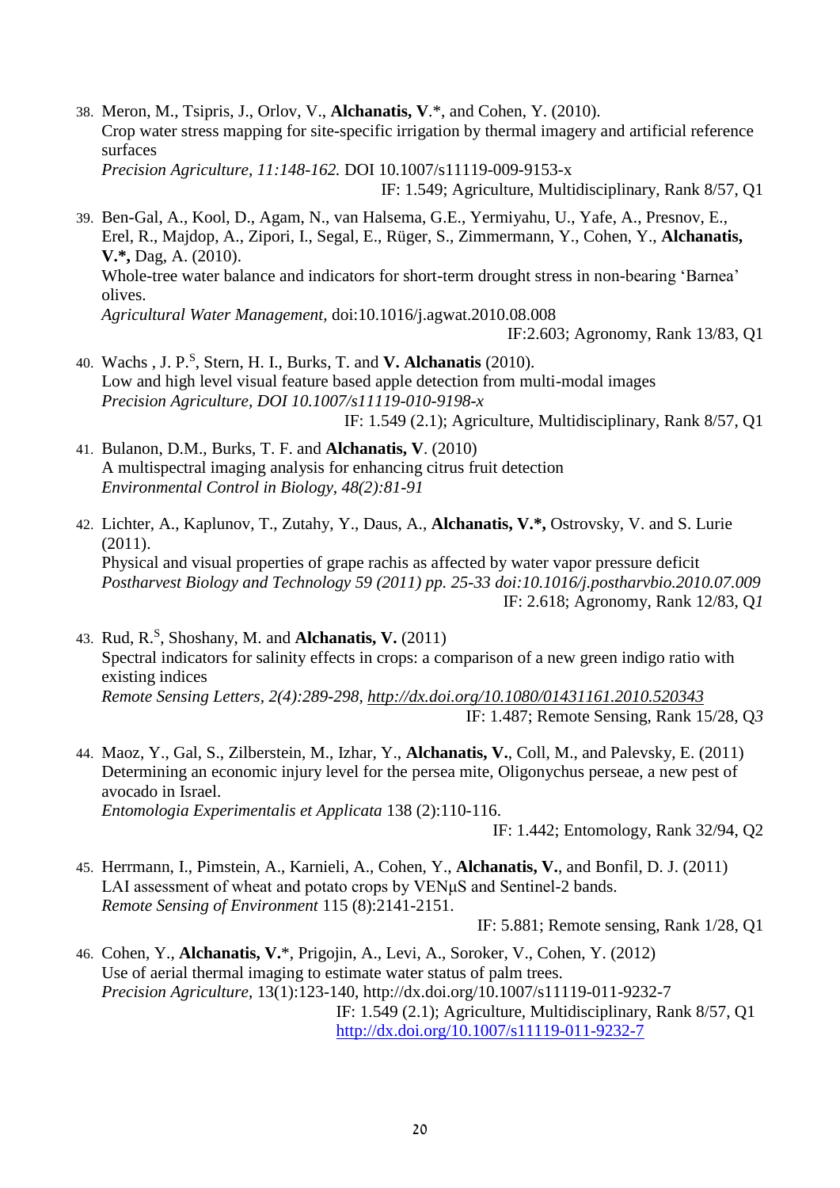38. Meron, M., Tsipris, J., Orlov, V., **Alchanatis, V**.*, and Cohen, Y. (2010).
Crop water stress mapping for site-specific irrigation by thermal imagery and artificial reference surfaces
*Precision Agriculture, 11:148-162.* DOI 10.1007/s11119-009-9153-x
IF: 1.549; Agriculture, Multidisciplinary, Rank 8/57, Q1

39. Ben-Gal, A., Kool, D., Agam, N., van Halsema, G.E., Yermiyahu, U., Yafe, A., Presnov, E., Erel, R., Majdop, A., Zipori, I., Segal, E., Rüger, S., Zimmermann, Y., Cohen, Y., **Alchanatis, V.*,** Dag, A. (2010).
Whole-tree water balance and indicators for short-term drought stress in non-bearing 'Barnea' olives.
*Agricultural Water Management*, doi:10.1016/j.agwat.2010.08.008
IF:2.603; Agronomy, Rank 13/83, Q1

40. Wachs , J. P.[S], Stern, H. I., Burks, T. and **V. Alchanatis** (2010).
Low and high level visual feature based apple detection from multi-modal images
*Precision Agriculture, DOI 10.1007/s11119-010-9198-x*
IF: 1.549 (2.1); Agriculture, Multidisciplinary, Rank 8/57, Q1

41. Bulanon, D.M., Burks, T. F. and **Alchanatis, V**. (2010)
A multispectral imaging analysis for enhancing citrus fruit detection
*Environmental Control in Biology, 48(2):81-91*

42. Lichter, A., Kaplunov, T., Zutahy, Y., Daus, A., **Alchanatis, V.*,** Ostrovsky, V. and S. Lurie (2011).
Physical and visual properties of grape rachis as affected by water vapor pressure deficit
*Postharvest Biology and Technology 59 (2011) pp. 25-33 doi:10.1016/j.postharvbio.2010.07.009*
IF: 2.618; Agronomy, Rank 12/83, Q*1*

43. Rud, R.[S], Shoshany, M. and **Alchanatis, V.** (2011)
Spectral indicators for salinity effects in crops: a comparison of a new green indigo ratio with existing indices
*Remote Sensing Letters, 2(4):289-298, http://dx.doi.org/10.1080/01431161.2010.520343*
IF: 1.487; Remote Sensing, Rank 15/28, Q*3*

44. Maoz, Y., Gal, S., Zilberstein, M., Izhar, Y., **Alchanatis, V.**, Coll, M., and Palevsky, E. (2011)
Determining an economic injury level for the persea mite, Oligonychus perseae, a new pest of avocado in Israel.
*Entomologia Experimentalis et Applicata* 138 (2):110-116.
IF: 1.442; Entomology, Rank 32/94, Q2

45. Herrmann, I., Pimstein, A., Karnieli, A., Cohen, Y., **Alchanatis, V.**, and Bonfil, D. J. (2011)
LAI assessment of wheat and potato crops by VENμS and Sentinel-2 bands.
*Remote Sensing of Environment* 115 (8):2141-2151.
IF: 5.881; Remote sensing, Rank 1/28, Q1

46. Cohen, Y., **Alchanatis, V**.*, Prigojin, A., Levi, A., Soroker, V., Cohen, Y. (2012)
Use of aerial thermal imaging to estimate water status of palm trees.
*Precision Agriculture*, 13(1):123-140, http://dx.doi.org/10.1007/s11119-011-9232-7
IF: 1.549 (2.1); Agriculture, Multidisciplinary, Rank 8/57, Q1
http://dx.doi.org/10.1007/s11119-011-9232-7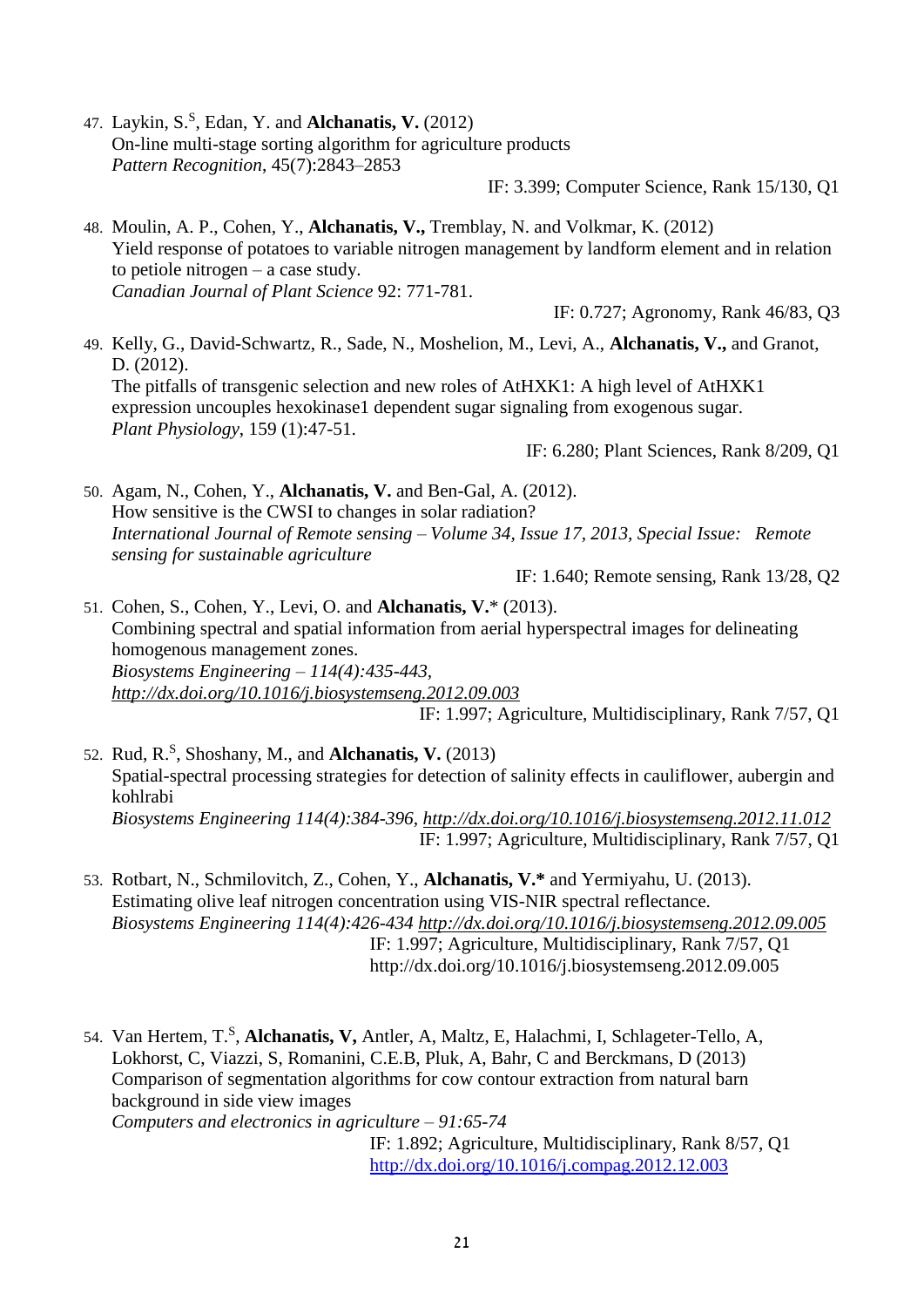47. Laykin, S.[S], Edan, Y. and **Alchanatis, V.** (2012)
    On-line multi-stage sorting algorithm for agriculture products
    *Pattern Recognition*, 45(7):2843–2853
    IF: 3.399; Computer Science, Rank 15/130, Q1

48. Moulin, A. P., Cohen, Y., **Alchanatis, V.,** Tremblay, N. and Volkmar, K. (2012)
    Yield response of potatoes to variable nitrogen management by landform element and in relation to petiole nitrogen – a case study.
    *Canadian Journal of Plant Science* 92: 771-781.
    IF: 0.727; Agronomy, Rank 46/83, Q3

49. Kelly, G., David-Schwartz, R., Sade, N., Moshelion, M., Levi, A., **Alchanatis, V.,** and Granot, D. (2012).
    The pitfalls of transgenic selection and new roles of AtHXK1: A high level of AtHXK1 expression uncouples hexokinase1 dependent sugar signaling from exogenous sugar.
    *Plant Physiology*, 159 (1):47-51.
    IF: 6.280; Plant Sciences, Rank 8/209, Q1

50. Agam, N., Cohen, Y., **Alchanatis, V.** and Ben-Gal, A. (2012).
    How sensitive is the CWSI to changes in solar radiation?
    *International Journal of Remote sensing – Volume 34, Issue 17, 2013, Special Issue: Remote sensing for sustainable agriculture*
    IF: 1.640; Remote sensing, Rank 13/28, Q2

51. Cohen, S., Cohen, Y., Levi, O. and **Alchanatis, V.*** (2013).
    Combining spectral and spatial information from aerial hyperspectral images for delineating homogenous management zones.
    *Biosystems Engineering – 114(4):435-443, http://dx.doi.org/10.1016/j.biosystemseng.2012.09.003*
    IF: 1.997; Agriculture, Multidisciplinary, Rank 7/57, Q1

52. Rud, R.[S], Shoshany, M., and **Alchanatis, V.** (2013)
    Spatial-spectral processing strategies for detection of salinity effects in cauliflower, aubergin and kohlrabi
    *Biosystems Engineering 114(4):384-396, http://dx.doi.org/10.1016/j.biosystemseng.2012.11.012*
    IF: 1.997; Agriculture, Multidisciplinary, Rank 7/57, Q1

53. Rotbart, N., Schmilovitch, Z., Cohen, Y., **Alchanatis, V.*** and Yermiyahu, U. (2013).
    Estimating olive leaf nitrogen concentration using VIS-NIR spectral reflectance.
    *Biosystems Engineering 114(4):426-434 http://dx.doi.org/10.1016/j.biosystemseng.2012.09.005*
    IF: 1.997; Agriculture, Multidisciplinary, Rank 7/57, Q1
    http://dx.doi.org/10.1016/j.biosystemseng.2012.09.005

54. Van Hertem, T.[S], **Alchanatis, V,** Antler, A, Maltz, E, Halachmi, I, Schlageter-Tello, A, Lokhorst, C, Viazzi, S, Romanini, C.E.B, Pluk, A, Bahr, C and Berckmans, D (2013)
    Comparison of segmentation algorithms for cow contour extraction from natural barn background in side view images
    *Computers and electronics in agriculture – 91:65-74*
    IF: 1.892; Agriculture, Multidisciplinary, Rank 8/57, Q1
    http://dx.doi.org/10.1016/j.compag.2012.12.003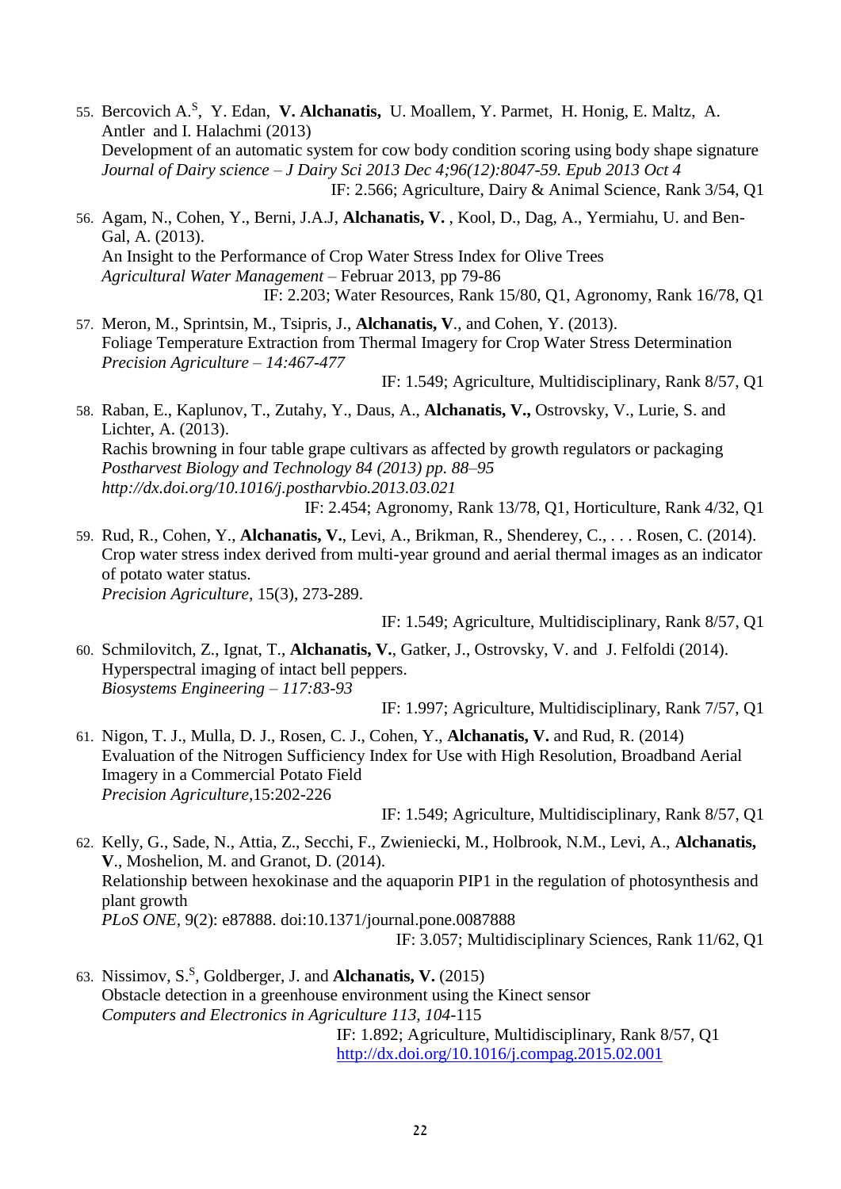55. Bercovich A.[S], Y. Edan, **V. Alchanatis,** U. Moallem, Y. Parmet, H. Honig, E. Maltz, A. Antler and I. Halachmi (2013)
    Development of an automatic system for cow body condition scoring using body shape signature
    *Journal of Dairy science – J Dairy Sci 2013 Dec 4;96(12):8047-59. Epub 2013 Oct 4*
    IF: 2.566; Agriculture, Dairy & Animal Science, Rank 3/54, Q1

56. Agam, N., Cohen, Y., Berni, J.A.J, **Alchanatis, V.** , Kool, D., Dag, A., Yermiahu, U. and Ben-Gal, A. (2013).
    An Insight to the Performance of Crop Water Stress Index for Olive Trees
    *Agricultural Water Management* – Februar 2013, pp 79-86
    IF: 2.203; Water Resources, Rank 15/80, Q1, Agronomy, Rank 16/78, Q1

57. Meron, M., Sprintsin, M., Tsipris, J., **Alchanatis, V**., and Cohen, Y. (2013).
    Foliage Temperature Extraction from Thermal Imagery for Crop Water Stress Determination
    *Precision Agriculture – 14:467-477*
    IF: 1.549; Agriculture, Multidisciplinary, Rank 8/57, Q1

58. Raban, E., Kaplunov, T., Zutahy, Y., Daus, A., **Alchanatis, V.,** Ostrovsky, V., Lurie, S. and Lichter, A. (2013).
    Rachis browning in four table grape cultivars as affected by growth regulators or packaging
    *Postharvest Biology and Technology 84 (2013) pp. 88–95*
    *http://dx.doi.org/10.1016/j.postharvbio.2013.03.021*
    IF: 2.454; Agronomy, Rank 13/78, Q1, Horticulture, Rank 4/32, Q1

59. Rud, R., Cohen, Y., **Alchanatis, V.**, Levi, A., Brikman, R., Shenderey, C., . . . Rosen, C. (2014).
    Crop water stress index derived from multi-year ground and aerial thermal images as an indicator of potato water status.
    *Precision Agriculture*, 15(3), 273-289.
    IF: 1.549; Agriculture, Multidisciplinary, Rank 8/57, Q1

60. Schmilovitch, Z., Ignat, T., **Alchanatis, V.**, Gatker, J., Ostrovsky, V. and J. Felfoldi (2014).
    Hyperspectral imaging of intact bell peppers.
    *Biosystems Engineering – 117:83-93*
    IF: 1.997; Agriculture, Multidisciplinary, Rank 7/57, Q1

61. Nigon, T. J., Mulla, D. J., Rosen, C. J., Cohen, Y., **Alchanatis, V.** and Rud, R. (2014)
    Evaluation of the Nitrogen Sufficiency Index for Use with High Resolution, Broadband Aerial Imagery in a Commercial Potato Field
    *Precision Agriculture*,15:202-226
    IF: 1.549; Agriculture, Multidisciplinary, Rank 8/57, Q1

62. Kelly, G., Sade, N., Attia, Z., Secchi, F., Zwieniecki, M., Holbrook, N.M., Levi, A., **Alchanatis, V**., Moshelion, M. and Granot, D. (2014).
    Relationship between hexokinase and the aquaporin PIP1 in the regulation of photosynthesis and plant growth
    *PLoS ONE*, 9(2): e87888. doi:10.1371/journal.pone.0087888
    IF: 3.057; Multidisciplinary Sciences, Rank 11/62, Q1

63. Nissimov, S.[S], Goldberger, J. and **Alchanatis, V.** (2015)
    Obstacle detection in a greenhouse environment using the Kinect sensor
    *Computers and Electronics in Agriculture 113, 104*-115
    IF: 1.892; Agriculture, Multidisciplinary, Rank 8/57, Q1
    http://dx.doi.org/10.1016/j.compag.2015.02.001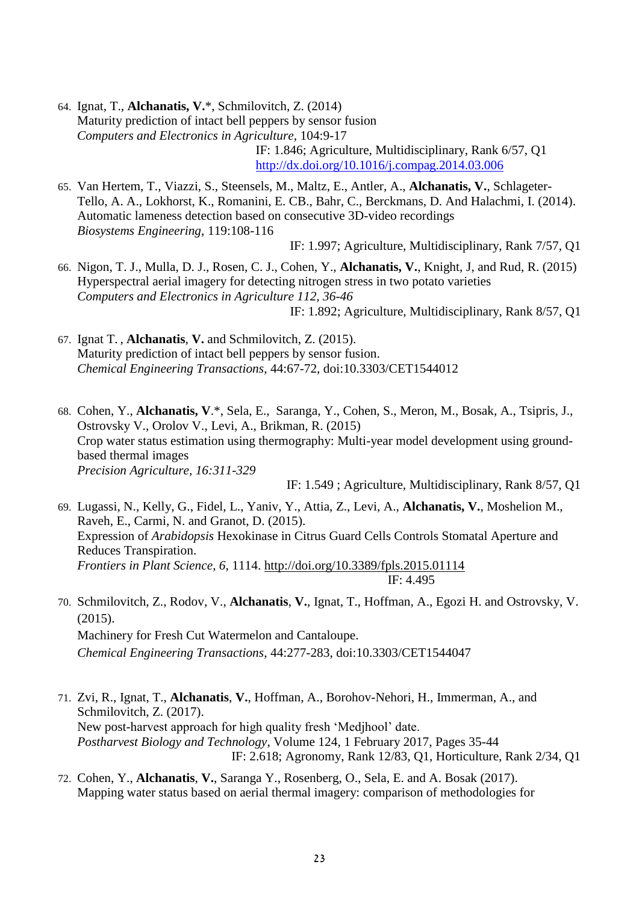64. Ignat, T., **Alchanatis, V.**\*, Schmilovitch, Z. (2014)
    Maturity prediction of intact bell peppers by sensor fusion
    *Computers and Electronics in Agriculture*, 104:9-17
    IF: 1.846; Agriculture, Multidisciplinary, Rank 6/57, Q1
    http://dx.doi.org/10.1016/j.compag.2014.03.006

65. Van Hertem, T., Viazzi, S., Steensels, M., Maltz, E., Antler, A., **Alchanatis, V.**, Schlageter-Tello, A. A., Lokhorst, K., Romanini, E. CB., Bahr, C., Berckmans, D. And Halachmi, I. (2014).
    Automatic lameness detection based on consecutive 3D-video recordings
    *Biosystems Engineering*, 119:108-116
    IF: 1.997; Agriculture, Multidisciplinary, Rank 7/57, Q1

66. Nigon, T. J., Mulla, D. J., Rosen, C. J., Cohen, Y., **Alchanatis, V.**, Knight, J, and Rud, R. (2015)
    Hyperspectral aerial imagery for detecting nitrogen stress in two potato varieties
    *Computers and Electronics in Agriculture 112, 36-46*
    IF: 1.892; Agriculture, Multidisciplinary, Rank 8/57, Q1

67. Ignat T. , **Alchanatis**, **V.** and Schmilovitch, Z. (2015).
    Maturity prediction of intact bell peppers by sensor fusion.
    *Chemical Engineering Transactions*, 44:67-72, doi:10.3303/CET1544012

68. Cohen, Y., **Alchanatis, V**.\*, Sela, E., Saranga, Y., Cohen, S., Meron, M., Bosak, A., Tsipris, J., Ostrovsky V., Orolov V., Levi, A., Brikman, R. (2015)
    Crop water status estimation using thermography: Multi-year model development using ground-based thermal images
    *Precision Agriculture, 16:311-329*
    IF: 1.549 ; Agriculture, Multidisciplinary, Rank 8/57, Q1

69. Lugassi, N., Kelly, G., Fidel, L., Yaniv, Y., Attia, Z., Levi, A., **Alchanatis, V.**, Moshelion M., Raveh, E., Carmi, N. and Granot, D. (2015).
    Expression of *Arabidopsis* Hexokinase in Citrus Guard Cells Controls Stomatal Aperture and Reduces Transpiration.
    *Frontiers in Plant Science*, *6*, 1114. http://doi.org/10.3389/fpls.2015.01114
    IF: 4.495

70. Schmilovitch, Z., Rodov, V., **Alchanatis**, **V.**, Ignat, T., Hoffman, A., Egozi H. and Ostrovsky, V. (2015).
    Machinery for Fresh Cut Watermelon and Cantaloupe.
    *Chemical Engineering Transactions*, 44:277-283, doi:10.3303/CET1544047

71. Zvi, R., Ignat, T., **Alchanatis**, **V.**, Hoffman, A., Borohov-Nehori, H., Immerman, A., and Schmilovitch, Z. (2017).
    New post-harvest approach for high quality fresh 'Medjhool' date.
    *Postharvest Biology and Technology*, Volume 124, 1 February 2017, Pages 35-44
    IF: 2.618; Agronomy, Rank 12/83, Q1, Horticulture, Rank 2/34, Q1

72. Cohen, Y., **Alchanatis**, **V.**, Saranga Y., Rosenberg, O., Sela, E. and A. Bosak (2017).
    Mapping water status based on aerial thermal imagery: comparison of methodologies for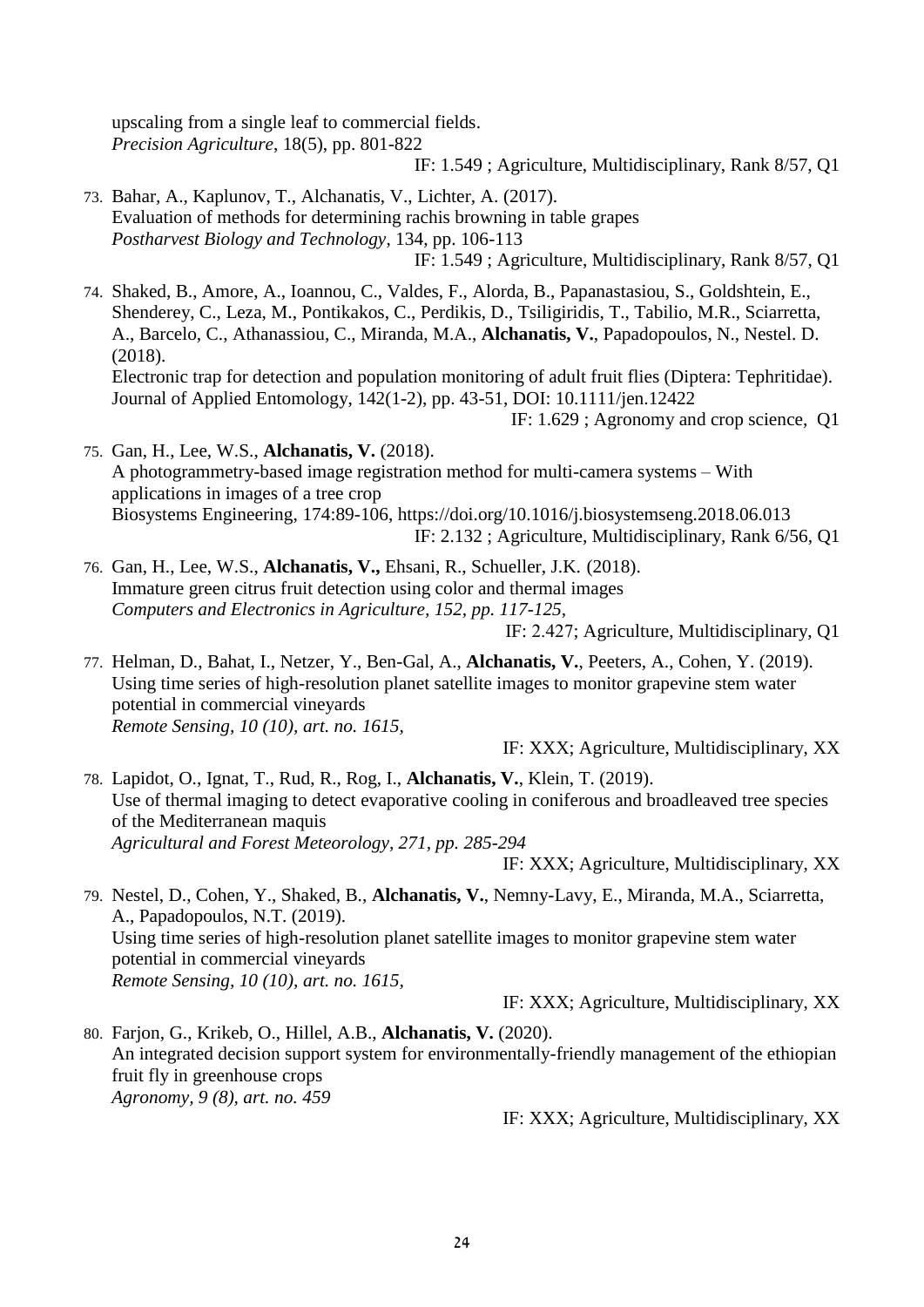upscaling from a single leaf to commercial fields.
*Precision Agriculture*, 18(5), pp. 801-822
IF: 1.549 ; Agriculture, Multidisciplinary, Rank 8/57, Q1

73. Bahar, A., Kaplunov, T., Alchanatis, V., Lichter, A. (2017).
Evaluation of methods for determining rachis browning in table grapes
*Postharvest Biology and Technology*, 134, pp. 106-113
IF: 1.549 ; Agriculture, Multidisciplinary, Rank 8/57, Q1

74. Shaked, B., Amore, A., Ioannou, C., Valdes, F., Alorda, B., Papanastasiou, S., Goldshtein, E., Shenderey, C., Leza, M., Pontikakos, C., Perdikis, D., Tsiligiridis, T., Tabilio, M.R., Sciarretta, A., Barcelo, C., Athanassiou, C., Miranda, M.A., **Alchanatis, V.**, Papadopoulos, N., Nestel. D. (2018).
Electronic trap for detection and population monitoring of adult fruit flies (Diptera: Tephritidae).
Journal of Applied Entomology, 142(1-2), pp. 43-51, DOI: 10.1111/jen.12422
IF: 1.629 ; Agronomy and crop science, Q1

75. Gan, H., Lee, W.S., **Alchanatis, V.** (2018).
A photogrammetry-based image registration method for multi-camera systems – With applications in images of a tree crop
Biosystems Engineering, 174:89-106, https://doi.org/10.1016/j.biosystemseng.2018.06.013
IF: 2.132 ; Agriculture, Multidisciplinary, Rank 6/56, Q1

76. Gan, H., Lee, W.S., **Alchanatis, V.,** Ehsani, R., Schueller, J.K. (2018).
Immature green citrus fruit detection using color and thermal images
*Computers and Electronics in Agriculture, 152, pp. 117-125,*
IF: 2.427; Agriculture, Multidisciplinary, Q1

77. Helman, D., Bahat, I., Netzer, Y., Ben-Gal, A., **Alchanatis, V.**, Peeters, A., Cohen, Y. (2019).
Using time series of high-resolution planet satellite images to monitor grapevine stem water potential in commercial vineyards
*Remote Sensing, 10 (10), art. no. 1615,*
IF: XXX; Agriculture, Multidisciplinary, XX

78. Lapidot, O., Ignat, T., Rud, R., Rog, I., **Alchanatis, V.**, Klein, T. (2019).
Use of thermal imaging to detect evaporative cooling in coniferous and broadleaved tree species of the Mediterranean maquis
*Agricultural and Forest Meteorology, 271, pp. 285-294*
IF: XXX; Agriculture, Multidisciplinary, XX

79. Nestel, D., Cohen, Y., Shaked, B., **Alchanatis, V.**, Nemny-Lavy, E., Miranda, M.A., Sciarretta, A., Papadopoulos, N.T. (2019).
Using time series of high-resolution planet satellite images to monitor grapevine stem water potential in commercial vineyards
*Remote Sensing, 10 (10), art. no. 1615,*
IF: XXX; Agriculture, Multidisciplinary, XX

80. Farjon, G., Krikeb, O., Hillel, A.B., **Alchanatis, V.** (2020).
An integrated decision support system for environmentally-friendly management of the ethiopian fruit fly in greenhouse crops
*Agronomy, 9 (8), art. no. 459*
IF: XXX; Agriculture, Multidisciplinary, XX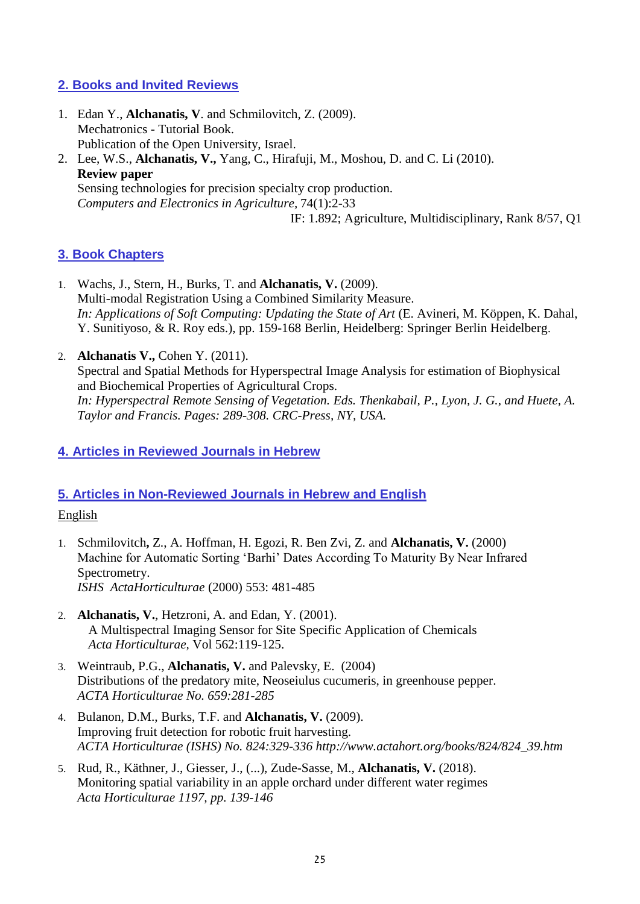## 2. Books and Invited Reviews

1. Edan Y., **Alchanatis, V**. and Schmilovitch, Z. (2009).
   Mechatronics - Tutorial Book.
   Publication of the Open University, Israel.
2. Lee, W.S., **Alchanatis, V.,** Yang, C., Hirafuji, M., Moshou, D. and C. Li (2010).
   **Review paper**
   Sensing technologies for precision specialty crop production.
   *Computers and Electronics in Agriculture,* 74(1):2-33
   IF: 1.892; Agriculture, Multidisciplinary, Rank 8/57, Q1

## 3. Book Chapters

1. Wachs, J., Stern, H., Burks, T. and **Alchanatis, V.** (2009).
   Multi-modal Registration Using a Combined Similarity Measure.
   *In: Applications of Soft Computing: Updating the State of Art* (E. Avineri, M. Köppen, K. Dahal, Y. Sunitiyoso, & R. Roy eds.), pp. 159-168 Berlin, Heidelberg: Springer Berlin Heidelberg.

2. **Alchanatis V.,** Cohen Y. (2011).
   Spectral and Spatial Methods for Hyperspectral Image Analysis for estimation of Biophysical and Biochemical Properties of Agricultural Crops.
   *In: Hyperspectral Remote Sensing of Vegetation. Eds. Thenkabail, P., Lyon, J. G., and Huete, A. Taylor and Francis. Pages: 289-308. CRC-Press, NY, USA.*

## 4. Articles in Reviewed Journals in Hebrew

## 5. Articles in Non-Reviewed Journals in Hebrew and English

English

1. Schmilovitch**,** Z., A. Hoffman, H. Egozi, R. Ben Zvi, Z. and **Alchanatis, V.** (2000)
   Machine for Automatic Sorting 'Barhi' Dates According To Maturity By Near Infrared Spectrometry.
   *ISHS ActaHorticulturae* (2000) 553: 481-485

2. **Alchanatis, V.**, Hetzroni, A. and Edan, Y. (2001).
   A Multispectral Imaging Sensor for Site Specific Application of Chemicals
   *Acta Horticulturae,* Vol 562:119-125.

3. Weintraub, P.G., **Alchanatis, V.** and Palevsky, E. (2004)
   Distributions of the predatory mite, Neoseiulus cucumeris, in greenhouse pepper.
   *ACTA Horticulturae No. 659:281-285*

4. Bulanon, D.M., Burks, T.F. and **Alchanatis, V.** (2009).
   Improving fruit detection for robotic fruit harvesting.
   *ACTA Horticulturae (ISHS) No. 824:329-336 http://www.actahort.org/books/824/824_39.htm*

5. Rud, R., Käthner, J., Giesser, J., (...), Zude-Sasse, M., **Alchanatis, V.** (2018).
   Monitoring spatial variability in an apple orchard under different water regimes
   *Acta Horticulturae 1197, pp. 139-146*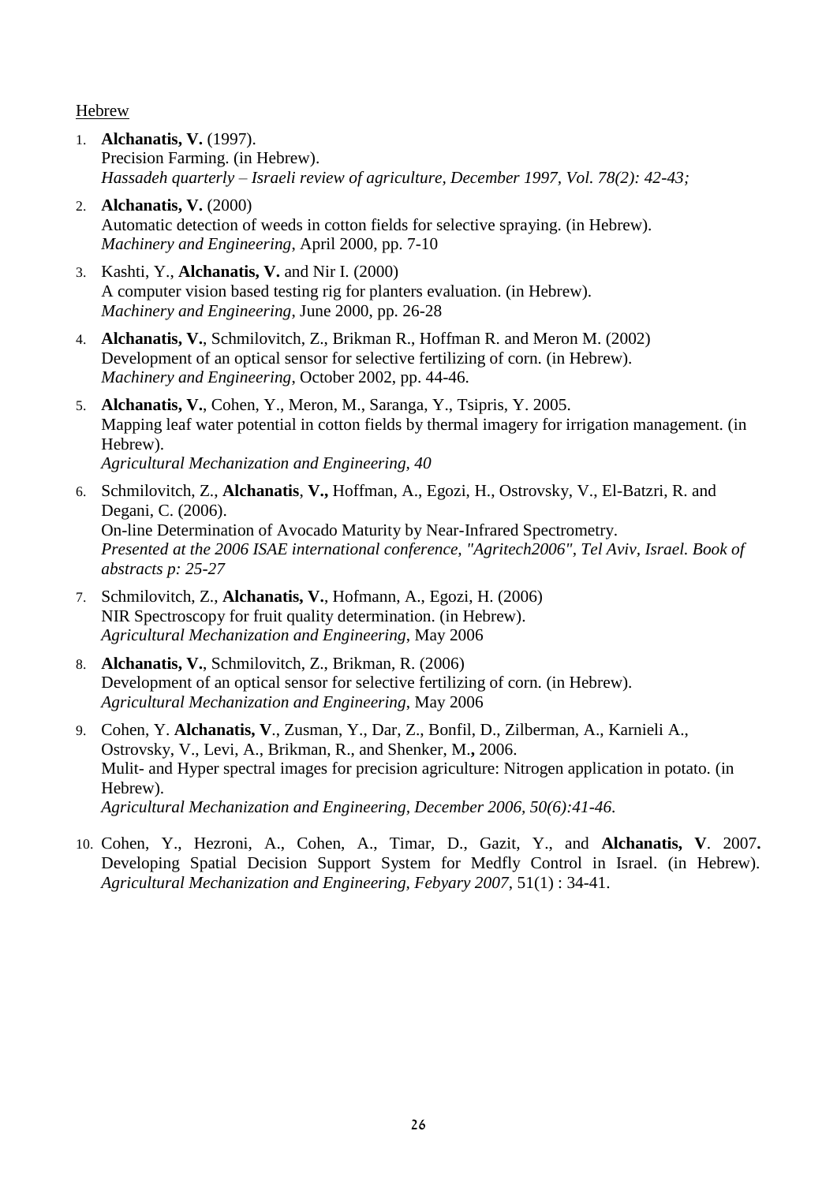<u>Hebrew</u>

1. **Alchanatis, V.** (1997).
   Precision Farming. (in Hebrew).
   *Hassadeh quarterly – Israeli review of agriculture, December 1997, Vol. 78(2): 42-43;*

2. **Alchanatis, V.** (2000)
   Automatic detection of weeds in cotton fields for selective spraying. (in Hebrew).
   *Machinery and Engineering*, April 2000, pp. 7-10

3. Kashti, Y., **Alchanatis, V.** and Nir I. (2000)
   A computer vision based testing rig for planters evaluation. (in Hebrew).
   *Machinery and Engineering*, June 2000, pp. 26-28

4. **Alchanatis, V.**, Schmilovitch, Z., Brikman R., Hoffman R. and Meron M. (2002)
   Development of an optical sensor for selective fertilizing of corn. (in Hebrew).
   *Machinery and Engineering*, October 2002, pp. 44-46.

5. **Alchanatis, V.**, Cohen, Y., Meron, M., Saranga, Y., Tsipris, Y. 2005.
   Mapping leaf water potential in cotton fields by thermal imagery for irrigation management. (in Hebrew).
   *Agricultural Mechanization and Engineering, 40*

6. Schmilovitch, Z., **Alchanatis**, **V.,** Hoffman, A., Egozi, H., Ostrovsky, V., El-Batzri, R. and Degani, C. (2006).
   On-line Determination of Avocado Maturity by Near-Infrared Spectrometry.
   *Presented at the 2006 ISAE international conference, "Agritech2006", Tel Aviv, Israel. Book of abstracts p: 25-27*

7. Schmilovitch, Z., **Alchanatis, V.**, Hofmann, A., Egozi, H. (2006)
   NIR Spectroscopy for fruit quality determination. (in Hebrew).
   *Agricultural Mechanization and Engineering*, May 2006

8. **Alchanatis, V.**, Schmilovitch, Z., Brikman, R. (2006)
   Development of an optical sensor for selective fertilizing of corn. (in Hebrew).
   *Agricultural Mechanization and Engineering*, May 2006

9. Cohen, Y. **Alchanatis, V**., Zusman, Y., Dar, Z., Bonfil, D., Zilberman, A., Karnieli A., Ostrovsky, V., Levi, A., Brikman, R., and Shenker, M.**,** 2006.
   Mulit- and Hyper spectral images for precision agriculture: Nitrogen application in potato. (in Hebrew).
   *Agricultural Mechanization and Engineering, December 2006, 50(6):41-46.*

10. Cohen, Y., Hezroni, A., Cohen, A., Timar, D., Gazit, Y., and **Alchanatis, V**. 2007**.**
    Developing Spatial Decision Support System for Medfly Control in Israel. (in Hebrew).
    *Agricultural Mechanization and Engineering, Febyary 2007*, 51(1) : 34-41.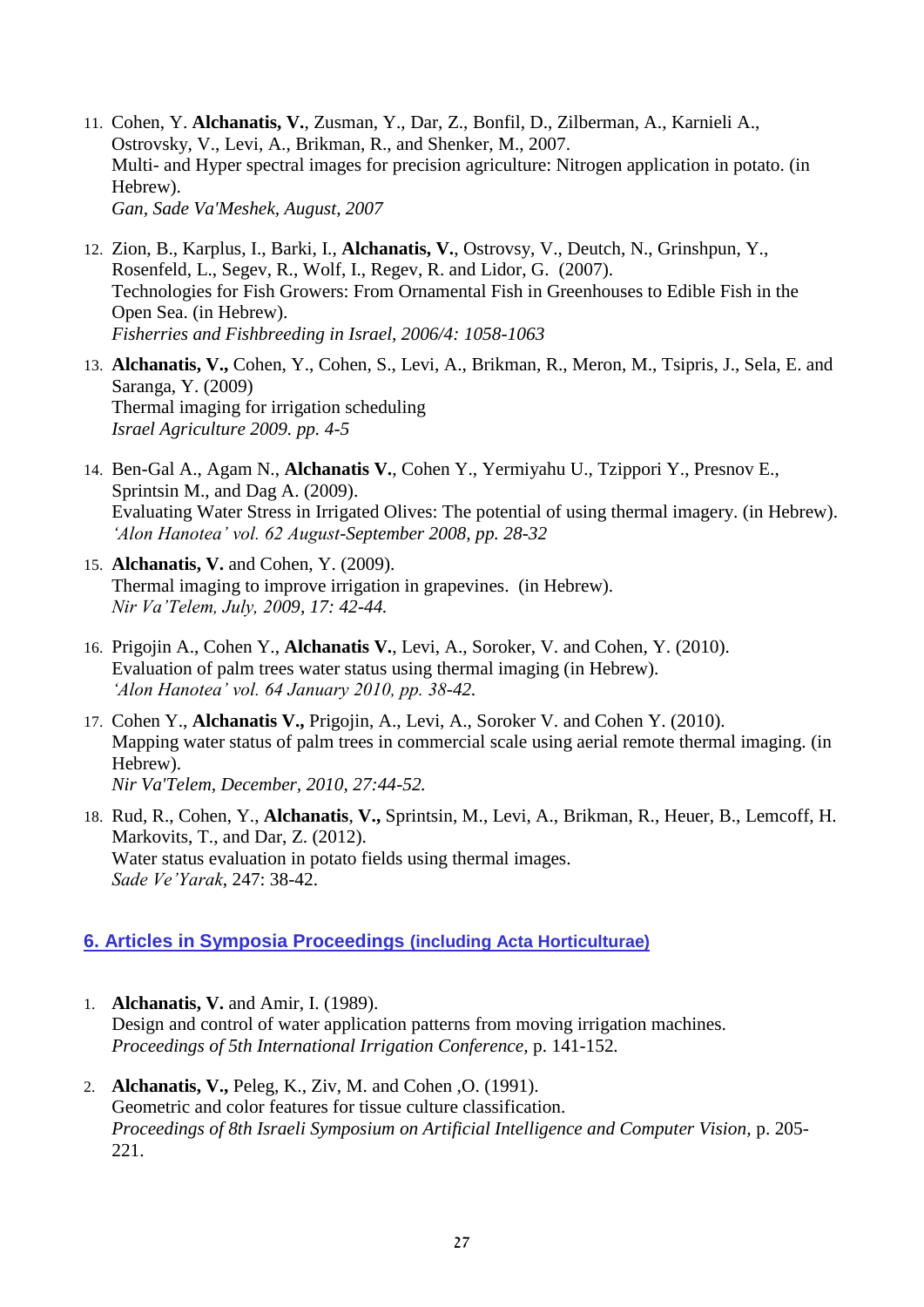11. Cohen, Y. **Alchanatis, V.**, Zusman, Y., Dar, Z., Bonfil, D., Zilberman, A., Karnieli A., Ostrovsky, V., Levi, A., Brikman, R., and Shenker, M., 2007.
    Multi- and Hyper spectral images for precision agriculture: Nitrogen application in potato. (in Hebrew).
    *Gan, Sade Va'Meshek, August, 2007*

12. Zion, B., Karplus, I., Barki, I., **Alchanatis, V.**, Ostrovsy, V., Deutch, N., Grinshpun, Y., Rosenfeld, L., Segev, R., Wolf, I., Regev, R. and Lidor, G. (2007).
    Technologies for Fish Growers: From Ornamental Fish in Greenhouses to Edible Fish in the Open Sea. (in Hebrew).
    *Fisherries and Fishbreeding in Israel, 2006/4: 1058-1063*

13. **Alchanatis, V.,** Cohen, Y., Cohen, S., Levi, A., Brikman, R., Meron, M., Tsipris, J., Sela, E. and Saranga, Y. (2009)
    Thermal imaging for irrigation scheduling
    *Israel Agriculture 2009. pp. 4-5*

14. Ben-Gal A., Agam N., **Alchanatis V.**, Cohen Y., Yermiyahu U., Tzippori Y., Presnov E., Sprintsin M., and Dag A. (2009).
    Evaluating Water Stress in Irrigated Olives: The potential of using thermal imagery. (in Hebrew).
    *'Alon Hanotea' vol. 62 August-September 2008, pp. 28-32*

15. **Alchanatis, V.** and Cohen, Y. (2009).
    Thermal imaging to improve irrigation in grapevines. (in Hebrew).
    *Nir Va'Telem, July, 2009, 17: 42-44.*

16. Prigojin A., Cohen Y., **Alchanatis V.**, Levi, A., Soroker, V. and Cohen, Y. (2010).
    Evaluation of palm trees water status using thermal imaging (in Hebrew).
    *'Alon Hanotea' vol. 64 January 2010, pp. 38-42.*

17. Cohen Y., **Alchanatis V.,** Prigojin, A., Levi, A., Soroker V. and Cohen Y. (2010).
    Mapping water status of palm trees in commercial scale using aerial remote thermal imaging. (in Hebrew).
    *Nir Va'Telem, December, 2010, 27:44-52.*

18. Rud, R., Cohen, Y., **Alchanatis**, **V.,** Sprintsin, M., Levi, A., Brikman, R., Heuer, B., Lemcoff, H. Markovits, T., and Dar, Z. (2012).
    Water status evaluation in potato fields using thermal images.
    *Sade Ve'Yarak*, 247: 38-42.

## 6. Articles in Symposia Proceedings (including Acta Horticulturae)

1. **Alchanatis, V.** and Amir, I. (1989).
   Design and control of water application patterns from moving irrigation machines.
   *Proceedings of 5th International Irrigation Conference,* p. 141-152.

2. **Alchanatis, V.,** Peleg, K., Ziv, M. and Cohen ,O. (1991).
   Geometric and color features for tissue culture classification.
   *Proceedings of 8th Israeli Symposium on Artificial Intelligence and Computer Vision,* p. 205-221.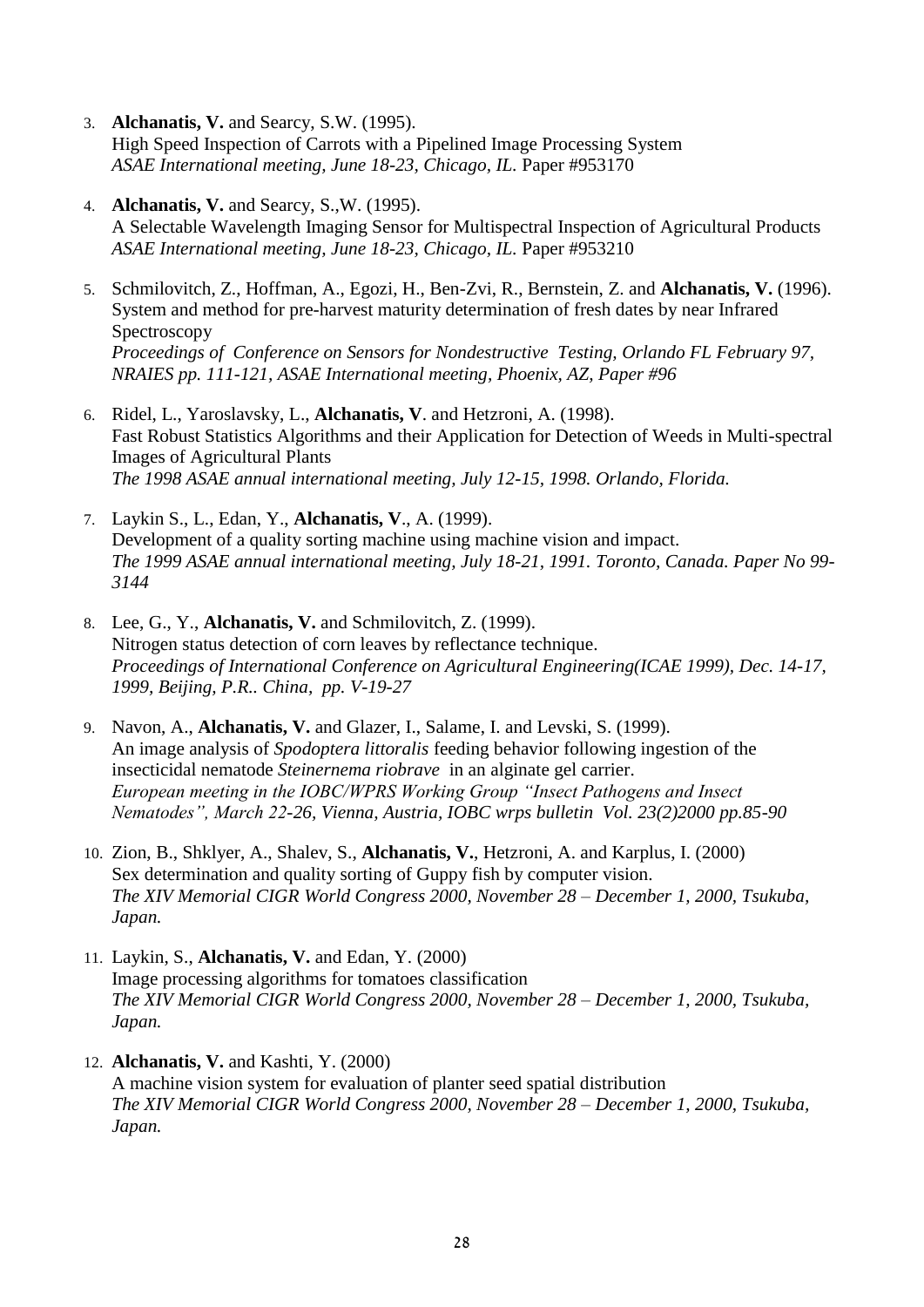3. **Alchanatis, V.** and Searcy, S.W. (1995).
   High Speed Inspection of Carrots with a Pipelined Image Processing System
   *ASAE International meeting, June 18-23, Chicago, IL.* Paper #953170

4. **Alchanatis, V.** and Searcy, S.,W. (1995).
   A Selectable Wavelength Imaging Sensor for Multispectral Inspection of Agricultural Products
   *ASAE International meeting, June 18-23, Chicago, IL.* Paper #953210

5. Schmilovitch, Z., Hoffman, A., Egozi, H., Ben-Zvi, R., Bernstein, Z. and **Alchanatis, V.** (1996).
   System and method for pre-harvest maturity determination of fresh dates by near Infrared Spectroscopy
   *Proceedings of Conference on Sensors for Nondestructive Testing, Orlando FL February 97, NRAIES pp. 111-121, ASAE International meeting, Phoenix, AZ, Paper #96*

6. Ridel, L., Yaroslavsky, L., **Alchanatis, V**. and Hetzroni, A. (1998).
   Fast Robust Statistics Algorithms and their Application for Detection of Weeds in Multi-spectral Images of Agricultural Plants
   *The 1998 ASAE annual international meeting, July 12-15, 1998. Orlando, Florida.*

7. Laykin S., L., Edan, Y., **Alchanatis, V**., A. (1999).
   Development of a quality sorting machine using machine vision and impact.
   *The 1999 ASAE annual international meeting, July 18-21, 1991. Toronto, Canada. Paper No 99-3144*

8. Lee, G., Y., **Alchanatis, V.** and Schmilovitch, Z. (1999).
   Nitrogen status detection of corn leaves by reflectance technique.
   *Proceedings of International Conference on Agricultural Engineering(ICAE 1999), Dec. 14-17, 1999, Beijing, P.R.. China, pp. V-19-27*

9. Navon, A., **Alchanatis, V.** and Glazer, I., Salame, I. and Levski, S. (1999).
   An image analysis of *Spodoptera littoralis* feeding behavior following ingestion of the insecticidal nematode *Steinernema riobrave* in an alginate gel carrier.
   *European meeting in the IOBC/WPRS Working Group "Insect Pathogens and Insect Nematodes", March 22-26, Vienna, Austria, IOBC wrps bulletin Vol. 23(2)2000 pp.85-90*

10. Zion, B., Shklyer, A., Shalev, S., **Alchanatis, V.**, Hetzroni, A. and Karplus, I. (2000)
    Sex determination and quality sorting of Guppy fish by computer vision.
    *The XIV Memorial CIGR World Congress 2000, November 28 – December 1, 2000, Tsukuba, Japan.*

11. Laykin, S., **Alchanatis, V.** and Edan, Y. (2000)
    Image processing algorithms for tomatoes classification
    *The XIV Memorial CIGR World Congress 2000, November 28 – December 1, 2000, Tsukuba, Japan.*

12. **Alchanatis, V.** and Kashti, Y. (2000)
    A machine vision system for evaluation of planter seed spatial distribution
    *The XIV Memorial CIGR World Congress 2000, November 28 – December 1, 2000, Tsukuba, Japan.*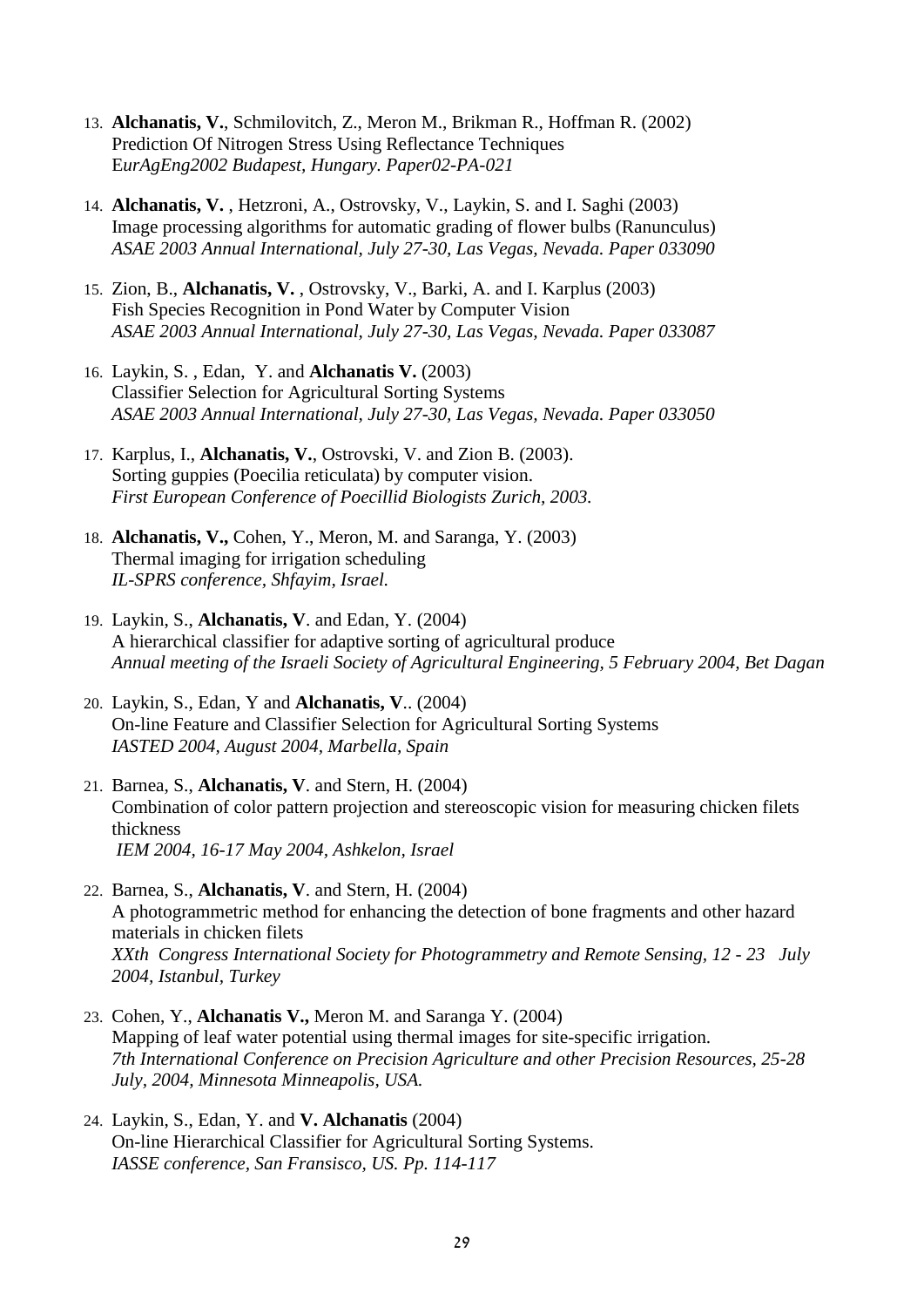13. **Alchanatis, V.**, Schmilovitch, Z., Meron M., Brikman R., Hoffman R. (2002)
    Prediction Of Nitrogen Stress Using Reflectance Techniques
    E*urAgEng2002 Budapest, Hungary. Paper02-PA-021*

14. **Alchanatis, V.** , Hetzroni, A., Ostrovsky, V., Laykin, S. and I. Saghi (2003)
    Image processing algorithms for automatic grading of flower bulbs (Ranunculus)
    *ASAE 2003 Annual International, July 27-30, Las Vegas, Nevada. Paper 033090*

15. Zion, B., **Alchanatis, V.** , Ostrovsky, V., Barki, A. and I. Karplus (2003)
    Fish Species Recognition in Pond Water by Computer Vision
    *ASAE 2003 Annual International, July 27-30, Las Vegas, Nevada. Paper 033087*

16. Laykin, S. , Edan, Y. and **Alchanatis V.** (2003)
    Classifier Selection for Agricultural Sorting Systems
    *ASAE 2003 Annual International, July 27-30, Las Vegas, Nevada. Paper 033050*

17. Karplus, I., **Alchanatis, V.**, Ostrovski, V. and Zion B. (2003).
    Sorting guppies (Poecilia reticulata) by computer vision.
    *First European Conference of Poecillid Biologists Zurich, 2003.*

18. **Alchanatis, V.,** Cohen, Y., Meron, M. and Saranga, Y. (2003)
    Thermal imaging for irrigation scheduling
    *IL-SPRS conference, Shfayim, Israel.*

19. Laykin, S., **Alchanatis, V**. and Edan, Y. (2004)
    A hierarchical classifier for adaptive sorting of agricultural produce
    *Annual meeting of the Israeli Society of Agricultural Engineering, 5 February 2004, Bet Dagan*

20. Laykin, S., Edan, Y and **Alchanatis, V**.. (2004)
    On-line Feature and Classifier Selection for Agricultural Sorting Systems
    *IASTED 2004, August 2004, Marbella, Spain*

21. Barnea, S., **Alchanatis, V**. and Stern, H. (2004)
    Combination of color pattern projection and stereoscopic vision for measuring chicken filets thickness
    *IEM 2004, 16-17 May 2004, Ashkelon, Israel*

22. Barnea, S., **Alchanatis, V**. and Stern, H. (2004)
    A photogrammetric method for enhancing the detection of bone fragments and other hazard materials in chicken filets
    *XXth Congress International Society for Photogrammetry and Remote Sensing, 12 - 23 July 2004, Istanbul, Turkey*

23. Cohen, Y., **Alchanatis V.,** Meron M. and Saranga Y. (2004)
    Mapping of leaf water potential using thermal images for site-specific irrigation.
    *7th International Conference on Precision Agriculture and other Precision Resources, 25-28 July, 2004, Minnesota Minneapolis, USA.*

24. Laykin, S., Edan, Y. and **V. Alchanatis** (2004)
    On-line Hierarchical Classifier for Agricultural Sorting Systems.
    *IASSE conference, San Fransisco, US. Pp. 114-117*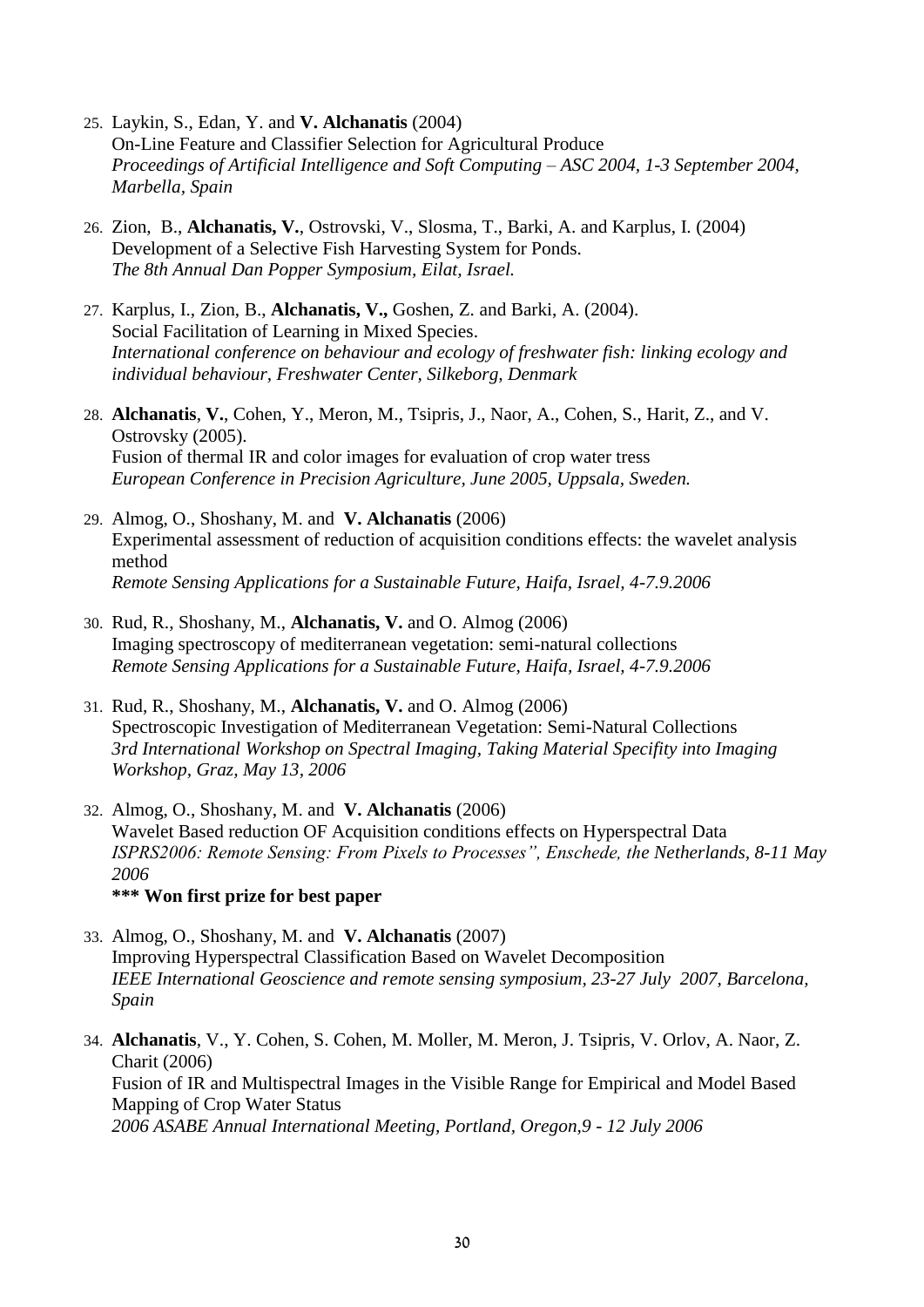25. Laykin, S., Edan, Y. and **V. Alchanatis** (2004)
    On-Line Feature and Classifier Selection for Agricultural Produce
    *Proceedings of Artificial Intelligence and Soft Computing – ASC 2004, 1-3 September 2004, Marbella, Spain*

26. Zion, B., **Alchanatis, V.**, Ostrovski, V., Slosma, T., Barki, A. and Karplus, I. (2004)
    Development of a Selective Fish Harvesting System for Ponds.
    *The 8th Annual Dan Popper Symposium, Eilat, Israel.*

27. Karplus, I., Zion, B., **Alchanatis, V.,** Goshen, Z. and Barki, A. (2004).
    Social Facilitation of Learning in Mixed Species.
    *International conference on behaviour and ecology of freshwater fish: linking ecology and individual behaviour, Freshwater Center, Silkeborg, Denmark*

28. **Alchanatis**, **V.**, Cohen, Y., Meron, M., Tsipris, J., Naor, A., Cohen, S., Harit, Z., and V. Ostrovsky (2005).
    Fusion of thermal IR and color images for evaluation of crop water tress
    *European Conference in Precision Agriculture, June 2005, Uppsala, Sweden.*

29. Almog, O., Shoshany, M. and **V. Alchanatis** (2006)
    Experimental assessment of reduction of acquisition conditions effects: the wavelet analysis method
    *Remote Sensing Applications for a Sustainable Future, Haifa, Israel, 4-7.9.2006*

30. Rud, R., Shoshany, M., **Alchanatis, V.** and O. Almog (2006)
    Imaging spectroscopy of mediterranean vegetation: semi-natural collections
    *Remote Sensing Applications for a Sustainable Future, Haifa, Israel, 4-7.9.2006*

31. Rud, R., Shoshany, M., **Alchanatis, V.** and O. Almog (2006)
    Spectroscopic Investigation of Mediterranean Vegetation: Semi-Natural Collections
    *3rd International Workshop on Spectral Imaging, Taking Material Specifity into Imaging Workshop, Graz, May 13, 2006*

32. Almog, O., Shoshany, M. and **V. Alchanatis** (2006)
    Wavelet Based reduction OF Acquisition conditions effects on Hyperspectral Data
    *ISPRS2006: Remote Sensing: From Pixels to Processes", Enschede, the Netherlands, 8-11 May 2006*
    **\*\*\* Won first prize for best paper**

33. Almog, O., Shoshany, M. and **V. Alchanatis** (2007)
    Improving Hyperspectral Classification Based on Wavelet Decomposition
    *IEEE International Geoscience and remote sensing symposium, 23-27 July 2007, Barcelona, Spain*

34. **Alchanatis**, V., Y. Cohen, S. Cohen, M. Moller, M. Meron, J. Tsipris, V. Orlov, A. Naor, Z. Charit (2006)
    Fusion of IR and Multispectral Images in the Visible Range for Empirical and Model Based Mapping of Crop Water Status
    *2006 ASABE Annual International Meeting, Portland, Oregon,9 - 12 July 2006*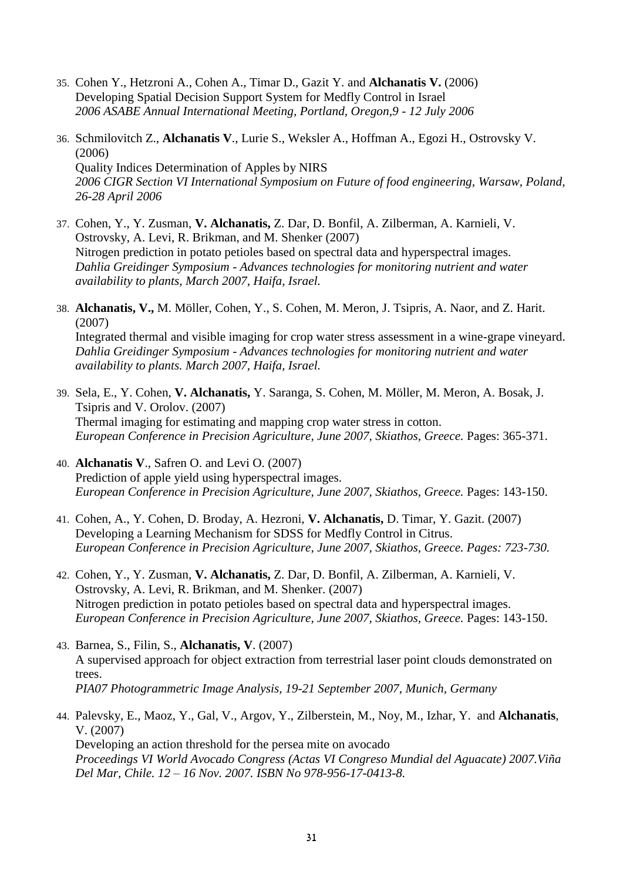35. Cohen Y., Hetzroni A., Cohen A., Timar D., Gazit Y. and **Alchanatis V.** (2006)
Developing Spatial Decision Support System for Medfly Control in Israel
*2006 ASABE Annual International Meeting, Portland, Oregon,9 - 12 July 2006*

36. Schmilovitch Z., **Alchanatis V**., Lurie S., Weksler A., Hoffman A., Egozi H., Ostrovsky V. (2006)
Quality Indices Determination of Apples by NIRS
*2006 CIGR Section VI International Symposium on Future of food engineering, Warsaw, Poland, 26-28 April 2006*

37. Cohen, Y., Y. Zusman, **V. Alchanatis,** Z. Dar, D. Bonfil, A. Zilberman, A. Karnieli, V. Ostrovsky, A. Levi, R. Brikman, and M. Shenker (2007)
Nitrogen prediction in potato petioles based on spectral data and hyperspectral images.
*Dahlia Greidinger Symposium - Advances technologies for monitoring nutrient and water availability to plants, March 2007, Haifa, Israel.*

38. **Alchanatis, V.,** M. Möller, Cohen, Y., S. Cohen, M. Meron, J. Tsipris, A. Naor, and Z. Harit. (2007)
Integrated thermal and visible imaging for crop water stress assessment in a wine-grape vineyard.
*Dahlia Greidinger Symposium - Advances technologies for monitoring nutrient and water availability to plants. March 2007, Haifa, Israel.*

39. Sela, E., Y. Cohen, **V. Alchanatis,** Y. Saranga, S. Cohen, M. Möller, M. Meron, A. Bosak, J. Tsipris and V. Orolov. (2007)
Thermal imaging for estimating and mapping crop water stress in cotton.
*European Conference in Precision Agriculture, June 2007, Skiathos, Greece.* Pages: 365-371.

40. **Alchanatis V**., Safren O. and Levi O. (2007)
Prediction of apple yield using hyperspectral images.
*European Conference in Precision Agriculture, June 2007, Skiathos, Greece.* Pages: 143-150.

41. Cohen, A., Y. Cohen, D. Broday, A. Hezroni, **V. Alchanatis,** D. Timar, Y. Gazit. (2007)
Developing a Learning Mechanism for SDSS for Medfly Control in Citrus.
*European Conference in Precision Agriculture, June 2007, Skiathos, Greece. Pages: 723-730.*

42. Cohen, Y., Y. Zusman, **V. Alchanatis,** Z. Dar, D. Bonfil, A. Zilberman, A. Karnieli, V. Ostrovsky, A. Levi, R. Brikman, and M. Shenker. (2007)
Nitrogen prediction in potato petioles based on spectral data and hyperspectral images.
*European Conference in Precision Agriculture, June 2007, Skiathos, Greece.* Pages: 143-150.

43. Barnea, S., Filin, S., **Alchanatis, V**. (2007)
A supervised approach for object extraction from terrestrial laser point clouds demonstrated on trees.
*PIA07 Photogrammetric Image Analysis, 19-21 September 2007, Munich, Germany*

44. Palevsky, E., Maoz, Y., Gal, V., Argov, Y., Zilberstein, M., Noy, M., Izhar, Y. and **Alchanatis**, V. (2007)
Developing an action threshold for the persea mite on avocado
*Proceedings VI World Avocado Congress (Actas VI Congreso Mundial del Aguacate) 2007.Viña Del Mar, Chile. 12 – 16 Nov. 2007. ISBN No 978-956-17-0413-8.*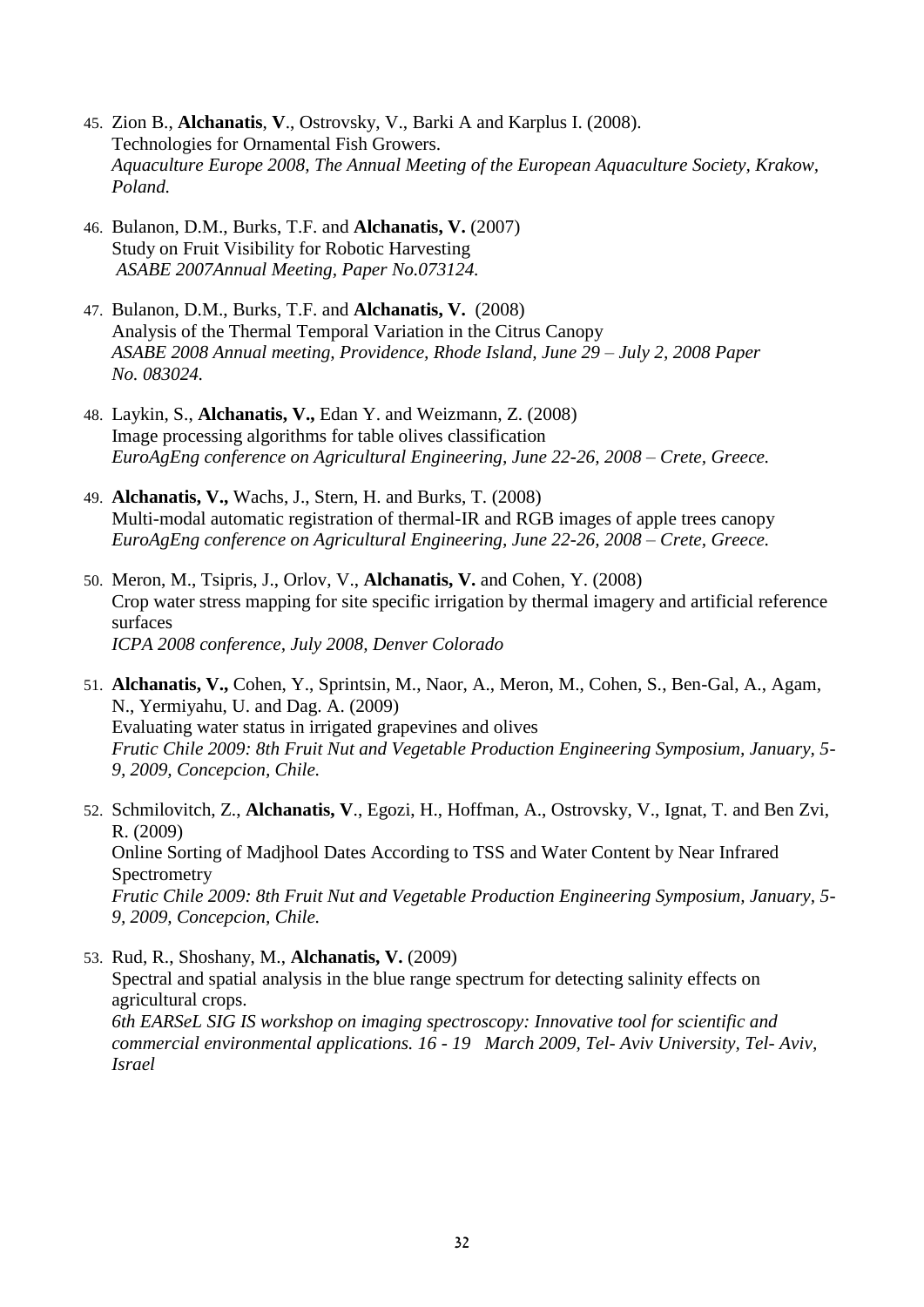45. Zion B., **Alchanatis**, **V**., Ostrovsky, V., Barki A and Karplus I. (2008).
    Technologies for Ornamental Fish Growers.
    *Aquaculture Europe 2008, The Annual Meeting of the European Aquaculture Society, Krakow, Poland.*

46. Bulanon, D.M., Burks, T.F. and **Alchanatis, V.** (2007)
    Study on Fruit Visibility for Robotic Harvesting
    *ASABE 2007Annual Meeting, Paper No.073124.*

47. Bulanon, D.M., Burks, T.F. and **Alchanatis, V.** (2008)
    Analysis of the Thermal Temporal Variation in the Citrus Canopy
    *ASABE 2008 Annual meeting, Providence, Rhode Island, June 29 – July 2, 2008 Paper No. 083024.*

48. Laykin, S., **Alchanatis, V.,** Edan Y. and Weizmann, Z. (2008)
    Image processing algorithms for table olives classification
    *EuroAgEng conference on Agricultural Engineering, June 22-26, 2008 – Crete, Greece.*

49. **Alchanatis, V.,** Wachs, J., Stern, H. and Burks, T. (2008)
    Multi-modal automatic registration of thermal-IR and RGB images of apple trees canopy
    *EuroAgEng conference on Agricultural Engineering, June 22-26, 2008 – Crete, Greece.*

50. Meron, M., Tsipris, J., Orlov, V., **Alchanatis, V.** and Cohen, Y. (2008)
    Crop water stress mapping for site specific irrigation by thermal imagery and artificial reference surfaces
    *ICPA 2008 conference, July 2008, Denver Colorado*

51. **Alchanatis, V.,** Cohen, Y., Sprintsin, M., Naor, A., Meron, M., Cohen, S., Ben-Gal, A., Agam, N., Yermiyahu, U. and Dag. A. (2009)
    Evaluating water status in irrigated grapevines and olives
    *Frutic Chile 2009: 8th Fruit Nut and Vegetable Production Engineering Symposium, January, 5-9, 2009, Concepcion, Chile.*

52. Schmilovitch, Z., **Alchanatis, V**., Egozi, H., Hoffman, A., Ostrovsky, V., Ignat, T. and Ben Zvi, R. (2009)
    Online Sorting of Madjhool Dates According to TSS and Water Content by Near Infrared Spectrometry
    *Frutic Chile 2009: 8th Fruit Nut and Vegetable Production Engineering Symposium, January, 5-9, 2009, Concepcion, Chile.*

53. Rud, R., Shoshany, M., **Alchanatis, V.** (2009)
    Spectral and spatial analysis in the blue range spectrum for detecting salinity effects on agricultural crops.
    *6th EARSeL SIG IS workshop on imaging spectroscopy: Innovative tool for scientific and commercial environmental applications. 16 - 19 March 2009, Tel- Aviv University, Tel- Aviv, Israel*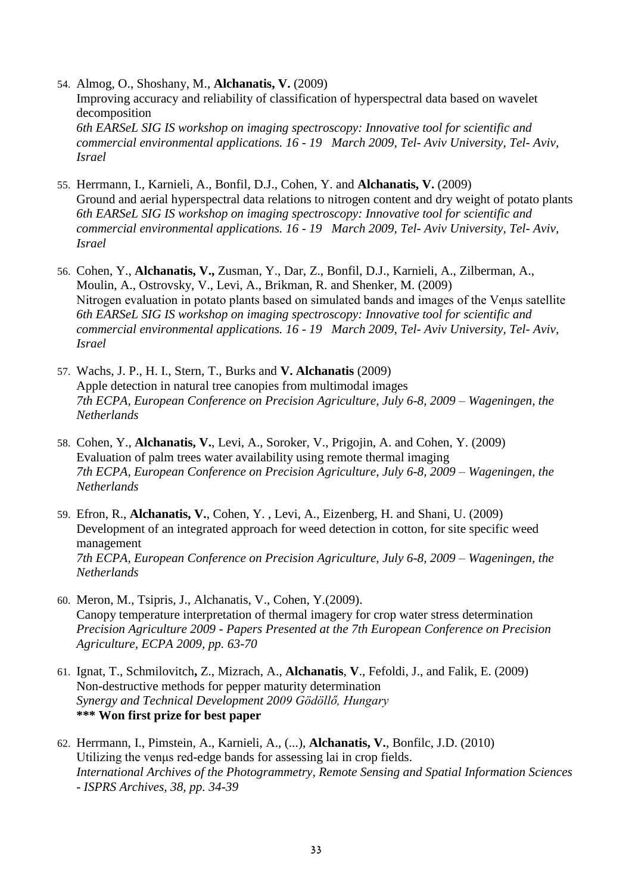54. Almog, O., Shoshany, M., **Alchanatis, V.** (2009)
    Improving accuracy and reliability of classification of hyperspectral data based on wavelet decomposition
    *6th EARSeL SIG IS workshop on imaging spectroscopy: Innovative tool for scientific and commercial environmental applications. 16 - 19 March 2009, Tel- Aviv University, Tel- Aviv, Israel*

55. Herrmann, I., Karnieli, A., Bonfil, D.J., Cohen, Y. and **Alchanatis, V.** (2009)
    Ground and aerial hyperspectral data relations to nitrogen content and dry weight of potato plants
    *6th EARSeL SIG IS workshop on imaging spectroscopy: Innovative tool for scientific and commercial environmental applications. 16 - 19 March 2009, Tel- Aviv University, Tel- Aviv, Israel*

56. Cohen, Y., **Alchanatis, V.,** Zusman, Y., Dar, Z., Bonfil, D.J., Karnieli, A., Zilberman, A., Moulin, A., Ostrovsky, V., Levi, A., Brikman, R. and Shenker, M. (2009)
    Nitrogen evaluation in potato plants based on simulated bands and images of the Venµs satellite
    *6th EARSeL SIG IS workshop on imaging spectroscopy: Innovative tool for scientific and commercial environmental applications. 16 - 19 March 2009, Tel- Aviv University, Tel- Aviv, Israel*

57. Wachs, J. P., H. I., Stern, T., Burks and **V. Alchanatis** (2009)
    Apple detection in natural tree canopies from multimodal images
    *7th ECPA, European Conference on Precision Agriculture, July 6-8, 2009 – Wageningen, the Netherlands*

58. Cohen, Y., **Alchanatis, V.**, Levi, A., Soroker, V., Prigojin, A. and Cohen, Y. (2009)
    Evaluation of palm trees water availability using remote thermal imaging
    *7th ECPA, European Conference on Precision Agriculture, July 6-8, 2009 – Wageningen, the Netherlands*

59. Efron, R., **Alchanatis, V.**, Cohen, Y. , Levi, A., Eizenberg, H. and Shani, U. (2009)
    Development of an integrated approach for weed detection in cotton, for site specific weed management
    *7th ECPA, European Conference on Precision Agriculture, July 6-8, 2009 – Wageningen, the Netherlands*

60. Meron, M., Tsipris, J., Alchanatis, V., Cohen, Y.(2009).
    Canopy temperature interpretation of thermal imagery for crop water stress determination
    *Precision Agriculture 2009 - Papers Presented at the 7th European Conference on Precision Agriculture, ECPA 2009, pp. 63-70*

61. Ignat, T., Schmilovitch**,** Z., Mizrach, A., **Alchanatis**, **V**., Fefoldi, J., and Falik, E. (2009)
    Non-destructive methods for pepper maturity determination
    *Synergy and Technical Development 2009 Gödöllő, Hungary*
    **\*\*\* Won first prize for best paper**

62. Herrmann, I., Pimstein, A., Karnieli, A., (...), **Alchanatis, V.**, Bonfilc, J.D. (2010)
    Utilizing the venµs red-edge bands for assessing lai in crop fields.
    *International Archives of the Photogrammetry, Remote Sensing and Spatial Information Sciences - ISPRS Archives, 38, pp. 34-39*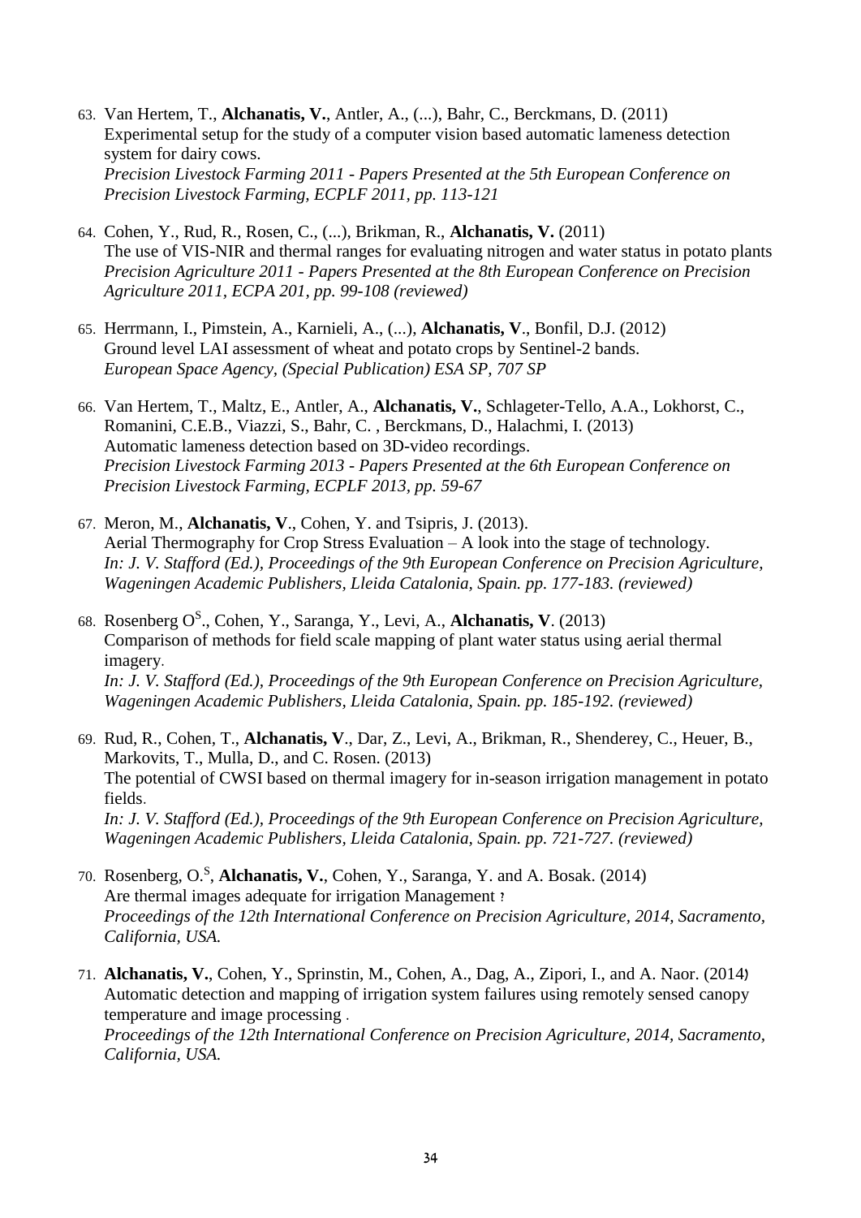63. Van Hertem, T., **Alchanatis, V.**, Antler, A., (...), Bahr, C., Berckmans, D. (2011)
    Experimental setup for the study of a computer vision based automatic lameness detection system for dairy cows.
    *Precision Livestock Farming 2011 - Papers Presented at the 5th European Conference on Precision Livestock Farming, ECPLF 2011, pp. 113-121*

64. Cohen, Y., Rud, R., Rosen, C., (...), Brikman, R., **Alchanatis, V.** (2011)
    The use of VIS-NIR and thermal ranges for evaluating nitrogen and water status in potato plants
    *Precision Agriculture 2011 - Papers Presented at the 8th European Conference on Precision Agriculture 2011, ECPA 201, pp. 99-108 (reviewed)*

65. Herrmann, I., Pimstein, A., Karnieli, A., (...), **Alchanatis, V**., Bonfil, D.J. (2012)
    Ground level LAI assessment of wheat and potato crops by Sentinel-2 bands.
    *European Space Agency, (Special Publication) ESA SP, 707 SP*

66. Van Hertem, T., Maltz, E., Antler, A., **Alchanatis, V.**, Schlageter-Tello, A.A., Lokhorst, C., Romanini, C.E.B., Viazzi, S., Bahr, C. , Berckmans, D., Halachmi, I. (2013)
    Automatic lameness detection based on 3D-video recordings.
    *Precision Livestock Farming 2013 - Papers Presented at the 6th European Conference on Precision Livestock Farming, ECPLF 2013, pp. 59-67*

67. Meron, M., **Alchanatis, V**., Cohen, Y. and Tsipris, J. (2013).
    Aerial Thermography for Crop Stress Evaluation – A look into the stage of technology.
    *In: J. V. Stafford (Ed.), Proceedings of the 9th European Conference on Precision Agriculture, Wageningen Academic Publishers, Lleida Catalonia, Spain. pp. 177-183. (reviewed)*

68. Rosenberg O[S]., Cohen, Y., Saranga, Y., Levi, A., **Alchanatis, V**. (2013)
    Comparison of methods for field scale mapping of plant water status using aerial thermal imagery.
    *In: J. V. Stafford (Ed.), Proceedings of the 9th European Conference on Precision Agriculture, Wageningen Academic Publishers, Lleida Catalonia, Spain. pp. 185-192. (reviewed)*

69. Rud, R., Cohen, T., **Alchanatis, V**., Dar, Z., Levi, A., Brikman, R., Shenderey, C., Heuer, B., Markovits, T., Mulla, D., and C. Rosen. (2013)
    The potential of CWSI based on thermal imagery for in-season irrigation management in potato fields.
    *In: J. V. Stafford (Ed.), Proceedings of the 9th European Conference on Precision Agriculture, Wageningen Academic Publishers, Lleida Catalonia, Spain. pp. 721-727. (reviewed)*

70. Rosenberg, O.[S], **Alchanatis, V.**, Cohen, Y., Saranga, Y. and A. Bosak. (2014)
    Are thermal images adequate for irrigation Management ?
    *Proceedings of the 12th International Conference on Precision Agriculture, 2014, Sacramento, California, USA.*

71. **Alchanatis, V.**, Cohen, Y., Sprinstin, M., Cohen, A., Dag, A., Zipori, I., and A. Naor. (2014)
    Automatic detection and mapping of irrigation system failures using remotely sensed canopy temperature and image processing .
    *Proceedings of the 12th International Conference on Precision Agriculture, 2014, Sacramento, California, USA.*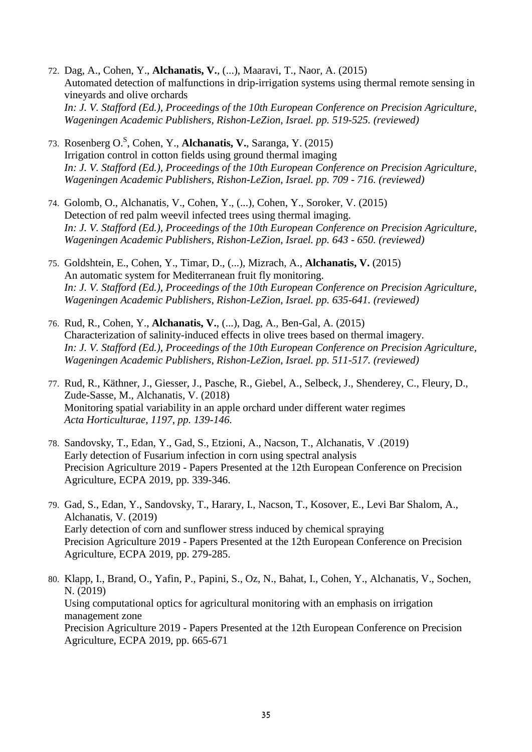72. Dag, A., Cohen, Y., **Alchanatis, V.**, (...), Maaravi, T., Naor, A. (2015)
    Automated detection of malfunctions in drip-irrigation systems using thermal remote sensing in vineyards and olive orchards
    *In: J. V. Stafford (Ed.), Proceedings of the 10th European Conference on Precision Agriculture, Wageningen Academic Publishers, Rishon-LeZion, Israel. pp. 519-525. (reviewed)*

73. Rosenberg O.[S], Cohen, Y., **Alchanatis, V.**, Saranga, Y. (2015)
    Irrigation control in cotton fields using ground thermal imaging
    *In: J. V. Stafford (Ed.), Proceedings of the 10th European Conference on Precision Agriculture, Wageningen Academic Publishers, Rishon-LeZion, Israel. pp. 709 - 716. (reviewed)*

74. Golomb, O., Alchanatis, V., Cohen, Y., (...), Cohen, Y., Soroker, V. (2015)
    Detection of red palm weevil infected trees using thermal imaging.
    *In: J. V. Stafford (Ed.), Proceedings of the 10th European Conference on Precision Agriculture, Wageningen Academic Publishers, Rishon-LeZion, Israel. pp. 643 - 650. (reviewed)*

75. Goldshtein, E., Cohen, Y., Timar, D., (...), Mizrach, A., **Alchanatis, V.** (2015)
    An automatic system for Mediterranean fruit fly monitoring.
    *In: J. V. Stafford (Ed.), Proceedings of the 10th European Conference on Precision Agriculture, Wageningen Academic Publishers, Rishon-LeZion, Israel. pp. 635-641. (reviewed)*

76. Rud, R., Cohen, Y., **Alchanatis, V.**, (...), Dag, A., Ben-Gal, A. (2015)
    Characterization of salinity-induced effects in olive trees based on thermal imagery.
    *In: J. V. Stafford (Ed.), Proceedings of the 10th European Conference on Precision Agriculture, Wageningen Academic Publishers, Rishon-LeZion, Israel. pp. 511-517. (reviewed)*

77. Rud, R., Käthner, J., Giesser, J., Pasche, R., Giebel, A., Selbeck, J., Shenderey, C., Fleury, D., Zude-Sasse, M., Alchanatis, V. (2018)
    Monitoring spatial variability in an apple orchard under different water regimes
    *Acta Horticulturae, 1197, pp. 139-146.*

78. Sandovsky, T., Edan, Y., Gad, S., Etzioni, A., Nacson, T., Alchanatis, V .(2019)
    Early detection of Fusarium infection in corn using spectral analysis
    Precision Agriculture 2019 - Papers Presented at the 12th European Conference on Precision Agriculture, ECPA 2019, pp. 339-346.

79. Gad, S., Edan, Y., Sandovsky, T., Harary, I., Nacson, T., Kosover, E., Levi Bar Shalom, A., Alchanatis, V. (2019)
    Early detection of corn and sunflower stress induced by chemical spraying
    Precision Agriculture 2019 - Papers Presented at the 12th European Conference on Precision Agriculture, ECPA 2019, pp. 279-285.

80. Klapp, I., Brand, O., Yafin, P., Papini, S., Oz, N., Bahat, I., Cohen, Y., Alchanatis, V., Sochen, N. (2019)
    Using computational optics for agricultural monitoring with an emphasis on irrigation management zone
    Precision Agriculture 2019 - Papers Presented at the 12th European Conference on Precision Agriculture, ECPA 2019, pp. 665-671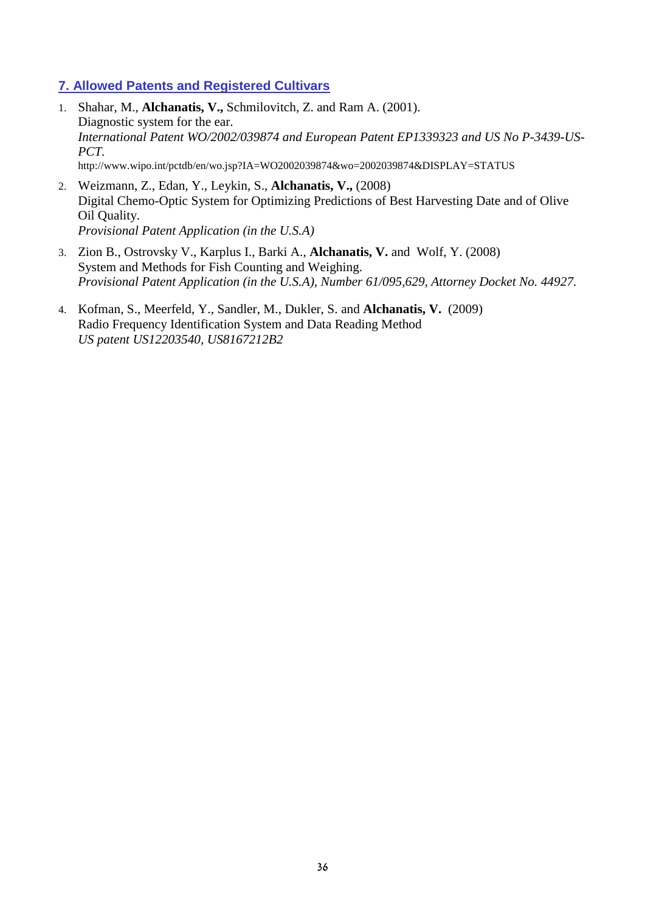## 7. Allowed Patents and Registered Cultivars

1. Shahar, M., **Alchanatis, V.,** Schmilovitch, Z. and Ram A. (2001).
   Diagnostic system for the ear.
   *International Patent WO/2002/039874 and European Patent EP1339323 and US No P-3439-US-PCT.*
   http://www.wipo.int/pctdb/en/wo.jsp?IA=WO2002039874&wo=2002039874&DISPLAY=STATUS

2. Weizmann, Z., Edan, Y., Leykin, S., **Alchanatis, V.,** (2008)
   Digital Chemo-Optic System for Optimizing Predictions of Best Harvesting Date and of Olive Oil Quality.
   *Provisional Patent Application (in the U.S.A)*

3. Zion B., Ostrovsky V., Karplus I., Barki A., **Alchanatis, V.** and Wolf, Y. (2008)
   System and Methods for Fish Counting and Weighing.
   *Provisional Patent Application (in the U.S.A), Number 61/095,629, Attorney Docket No. 44927.*

4. Kofman, S., Meerfeld, Y., Sandler, M., Dukler, S. and **Alchanatis, V.** (2009)
   Radio Frequency Identification System and Data Reading Method
   *US patent US12203540, US8167212B2*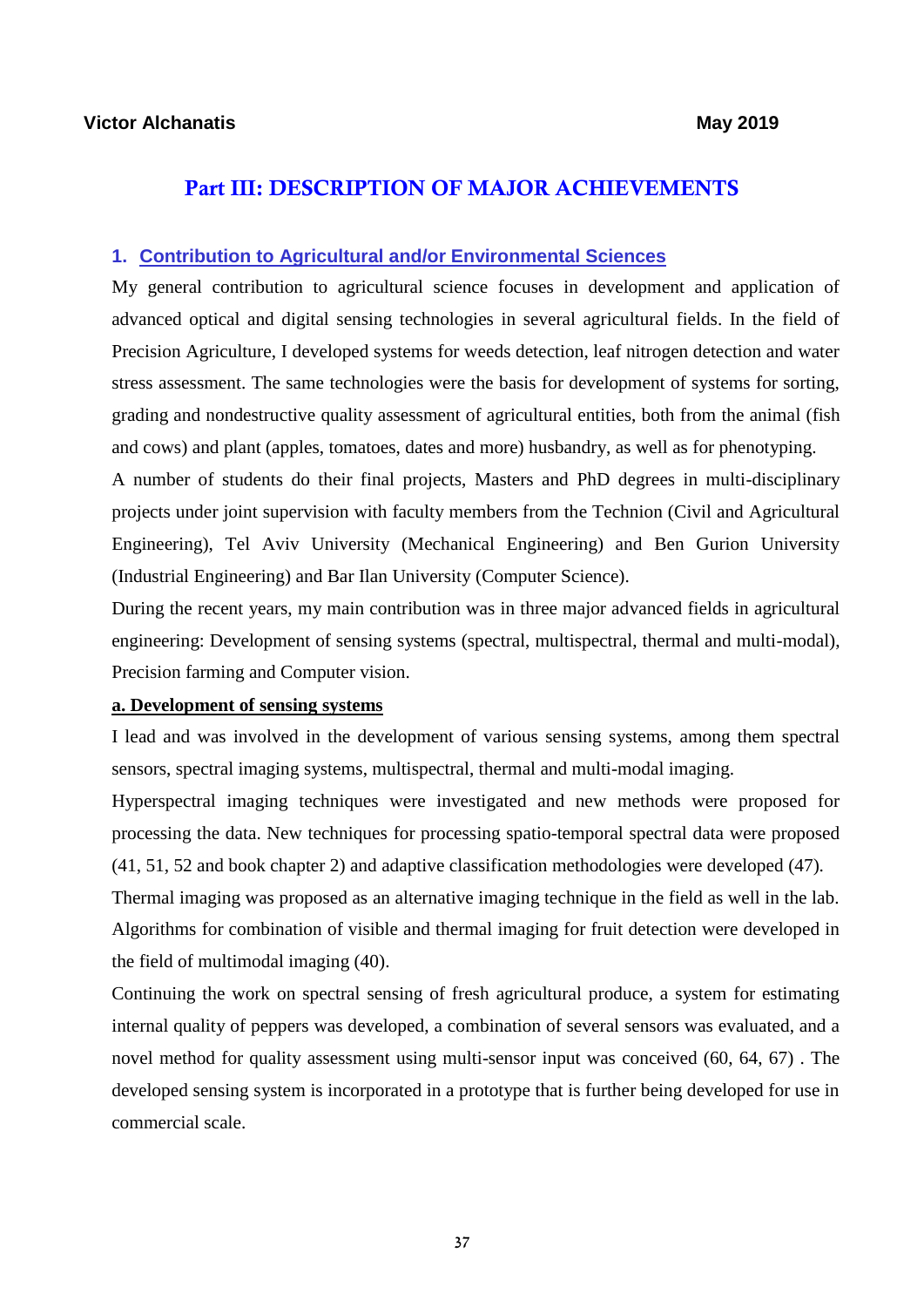# Part III: DESCRIPTION OF MAJOR ACHIEVEMENTS

## 1. Contribution to Agricultural and/or Environmental Sciences

My general contribution to agricultural science focuses in development and application of advanced optical and digital sensing technologies in several agricultural fields. In the field of Precision Agriculture, I developed systems for weeds detection, leaf nitrogen detection and water stress assessment. The same technologies were the basis for development of systems for sorting, grading and nondestructive quality assessment of agricultural entities, both from the animal (fish and cows) and plant (apples, tomatoes, dates and more) husbandry, as well as for phenotyping.

A number of students do their final projects, Masters and PhD degrees in multi-disciplinary projects under joint supervision with faculty members from the Technion (Civil and Agricultural Engineering), Tel Aviv University (Mechanical Engineering) and Ben Gurion University (Industrial Engineering) and Bar Ilan University (Computer Science).

During the recent years, my main contribution was in three major advanced fields in agricultural engineering: Development of sensing systems (spectral, multispectral, thermal and multi-modal), Precision farming and Computer vision.

### a. Development of sensing systems

I lead and was involved in the development of various sensing systems, among them spectral sensors, spectral imaging systems, multispectral, thermal and multi-modal imaging.

Hyperspectral imaging techniques were investigated and new methods were proposed for processing the data. New techniques for processing spatio-temporal spectral data were proposed (41, 51, 52 and book chapter 2) and adaptive classification methodologies were developed (47).

Thermal imaging was proposed as an alternative imaging technique in the field as well in the lab. Algorithms for combination of visible and thermal imaging for fruit detection were developed in the field of multimodal imaging (40).

Continuing the work on spectral sensing of fresh agricultural produce, a system for estimating internal quality of peppers was developed, a combination of several sensors was evaluated, and a novel method for quality assessment using multi-sensor input was conceived (60, 64, 67) . The developed sensing system is incorporated in a prototype that is further being developed for use in commercial scale.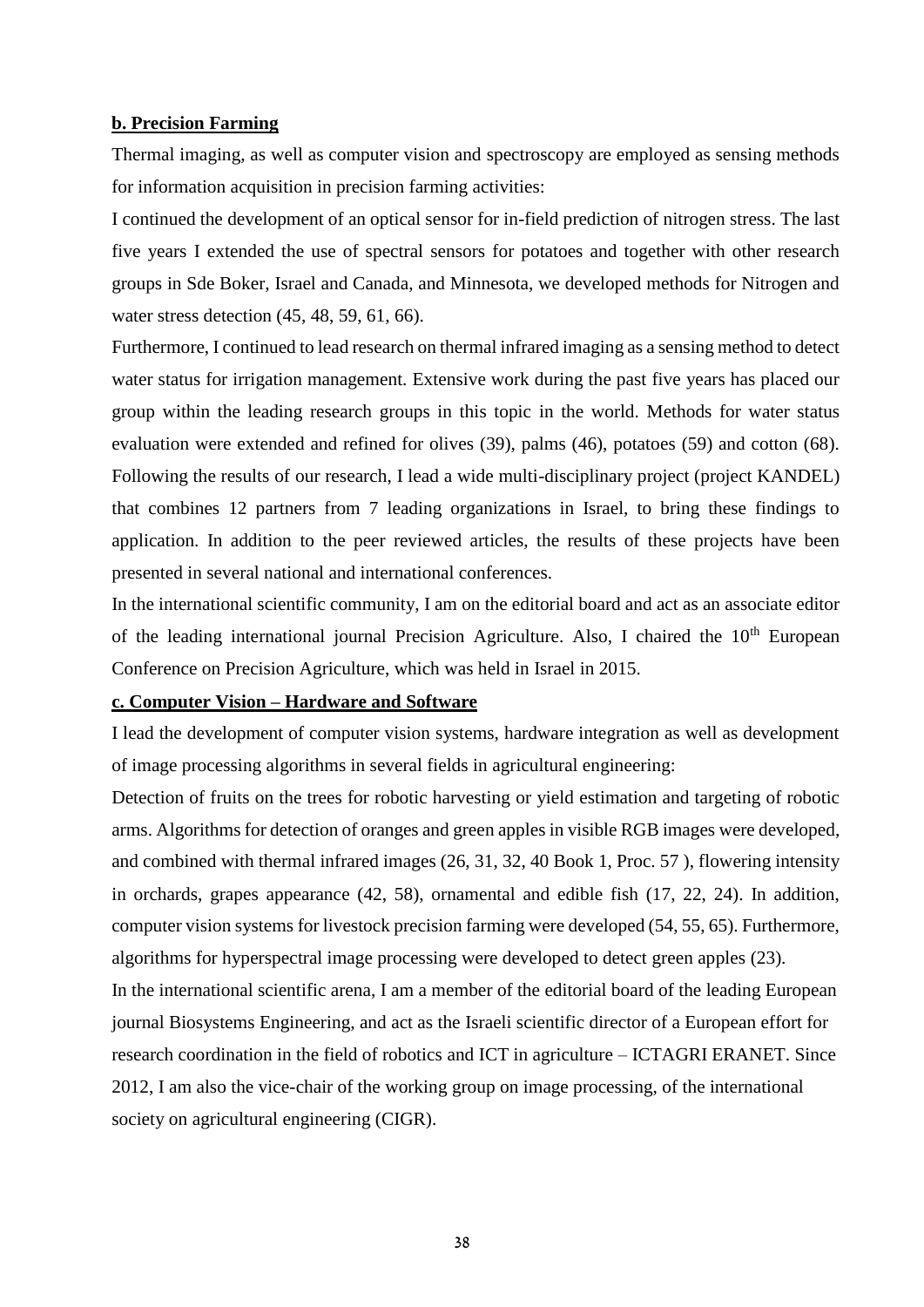**b. Precision Farming**

Thermal imaging, as well as computer vision and spectroscopy are employed as sensing methods for information acquisition in precision farming activities:

I continued the development of an optical sensor for in-field prediction of nitrogen stress. The last five years I extended the use of spectral sensors for potatoes and together with other research groups in Sde Boker, Israel and Canada, and Minnesota, we developed methods for Nitrogen and water stress detection (45, 48, 59, 61, 66).

Furthermore, I continued to lead research on thermal infrared imaging as a sensing method to detect water status for irrigation management. Extensive work during the past five years has placed our group within the leading research groups in this topic in the world. Methods for water status evaluation were extended and refined for olives (39), palms (46), potatoes (59) and cotton (68). Following the results of our research, I lead a wide multi-disciplinary project (project KANDEL) that combines 12 partners from 7 leading organizations in Israel, to bring these findings to application. In addition to the peer reviewed articles, the results of these projects have been presented in several national and international conferences.

In the international scientific community, I am on the editorial board and act as an associate editor of the leading international journal Precision Agriculture. Also, I chaired the 10th European Conference on Precision Agriculture, which was held in Israel in 2015.

**c. Computer Vision – Hardware and Software**

I lead the development of computer vision systems, hardware integration as well as development of image processing algorithms in several fields in agricultural engineering:

Detection of fruits on the trees for robotic harvesting or yield estimation and targeting of robotic arms. Algorithms for detection of oranges and green apples in visible RGB images were developed, and combined with thermal infrared images (26, 31, 32, 40 Book 1, Proc. 57 ), flowering intensity in orchards, grapes appearance (42, 58), ornamental and edible fish (17, 22, 24). In addition, computer vision systems for livestock precision farming were developed (54, 55, 65). Furthermore, algorithms for hyperspectral image processing were developed to detect green apples (23).

In the international scientific arena, I am a member of the editorial board of the leading European journal Biosystems Engineering, and act as the Israeli scientific director of a European effort for research coordination in the field of robotics and ICT in agriculture – ICTAGRI ERANET. Since 2012, I am also the vice-chair of the working group on image processing, of the international society on agricultural engineering (CIGR).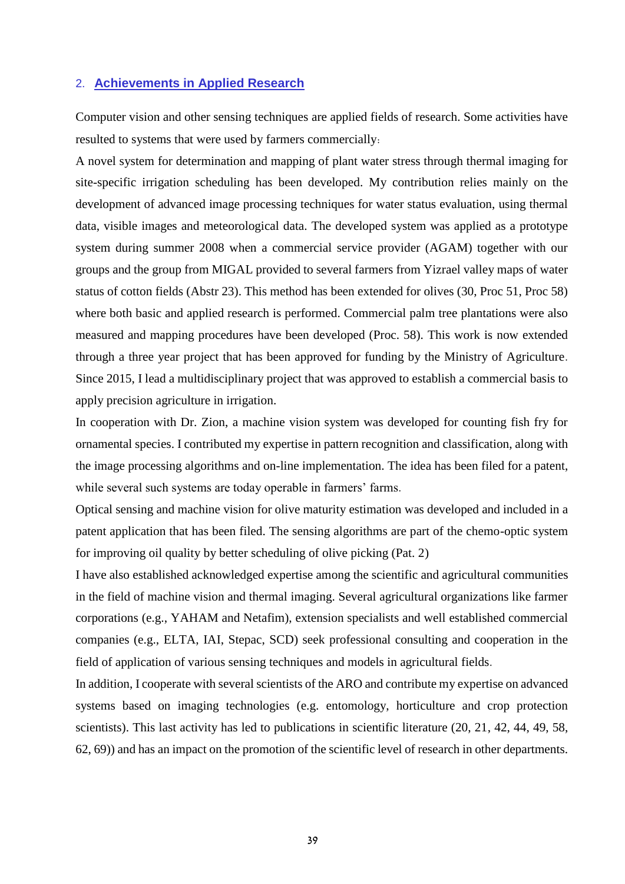## 2. Achievements in Applied Research

Computer vision and other sensing techniques are applied fields of research. Some activities have resulted to systems that were used by farmers commercially:

A novel system for determination and mapping of plant water stress through thermal imaging for site-specific irrigation scheduling has been developed. My contribution relies mainly on the development of advanced image processing techniques for water status evaluation, using thermal data, visible images and meteorological data. The developed system was applied as a prototype system during summer 2008 when a commercial service provider (AGAM) together with our groups and the group from MIGAL provided to several farmers from Yizrael valley maps of water status of cotton fields (Abstr 23). This method has been extended for olives (30, Proc 51, Proc 58) where both basic and applied research is performed. Commercial palm tree plantations were also measured and mapping procedures have been developed (Proc. 58). This work is now extended through a three year project that has been approved for funding by the Ministry of Agriculture. Since 2015, I lead a multidisciplinary project that was approved to establish a commercial basis to apply precision agriculture in irrigation.

In cooperation with Dr. Zion, a machine vision system was developed for counting fish fry for ornamental species. I contributed my expertise in pattern recognition and classification, along with the image processing algorithms and on-line implementation. The idea has been filed for a patent, while several such systems are today operable in farmers' farms.

Optical sensing and machine vision for olive maturity estimation was developed and included in a patent application that has been filed. The sensing algorithms are part of the chemo-optic system for improving oil quality by better scheduling of olive picking (Pat. 2)

I have also established acknowledged expertise among the scientific and agricultural communities in the field of machine vision and thermal imaging. Several agricultural organizations like farmer corporations (e.g., YAHAM and Netafim), extension specialists and well established commercial companies (e.g., ELTA, IAI, Stepac, SCD) seek professional consulting and cooperation in the field of application of various sensing techniques and models in agricultural fields.

In addition, I cooperate with several scientists of the ARO and contribute my expertise on advanced systems based on imaging technologies (e.g. entomology, horticulture and crop protection scientists). This last activity has led to publications in scientific literature (20, 21, 42, 44, 49, 58, 62, 69)) and has an impact on the promotion of the scientific level of research in other departments.